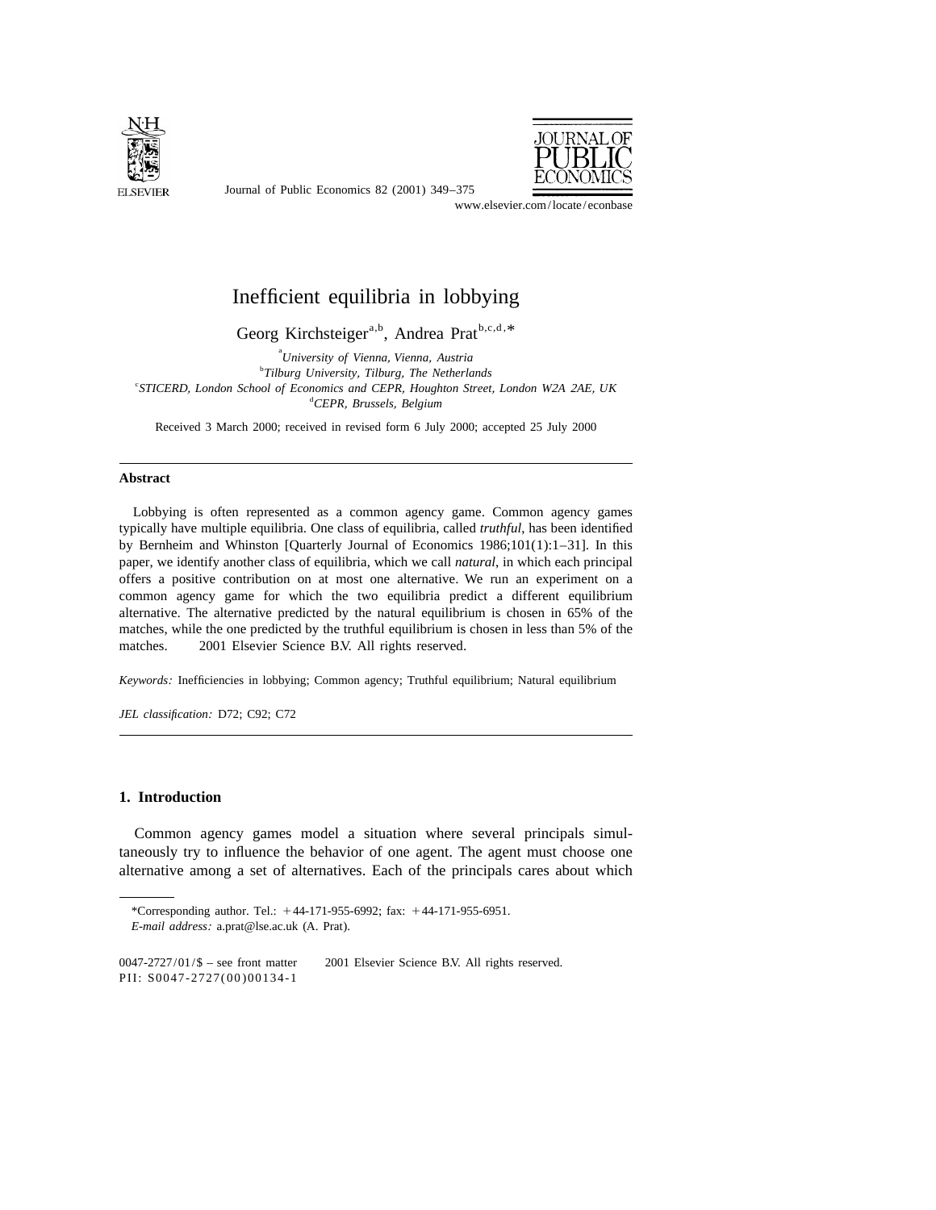# Inefficient equilibria in lobbying

Georg Kirchsteiger[a,b], Andrea Prat[b,c,d,*]

[a]*University of Vienna, Vienna, Austria*
[b]*Tilburg University, Tilburg, The Netherlands*
[c]*STICERD, London School of Economics and CEPR, Houghton Street, London W2A 2AE, UK*
[d]*CEPR, Brussels, Belgium*

Received 3 March 2000; received in revised form 6 July 2000; accepted 25 July 2000

## Abstract

Lobbying is often represented as a common agency game. Common agency games typically have multiple equilibria. One class of equilibria, called *truthful*, has been identified by Bernheim and Whinston [Quarterly Journal of Economics 1986;101(1):1–31]. In this paper, we identify another class of equilibria, which we call *natural*, in which each principal offers a positive contribution on at most one alternative. We run an experiment on a common agency game for which the two equilibria predict a different equilibrium alternative. The alternative predicted by the natural equilibrium is chosen in 65% of the matches, while the one predicted by the truthful equilibrium is chosen in less than 5% of the matches. © 2001 Elsevier Science B.V. All rights reserved.

*Keywords:* Inefficiencies in lobbying; Common agency; Truthful equilibrium; Natural equilibrium

*JEL classification:* D72; C92; C72

## 1. Introduction

Common agency games model a situation where several principals simultaneously try to influence the behavior of one agent. The agent must choose one alternative among a set of alternatives. Each of the principals cares about which

---

*Corresponding author. Tel.: +44-171-955-6992; fax: +44-171-955-6951.
*E-mail address:* a.prat@lse.ac.uk (A. Prat).

0047-2727/01/$ – see front matter © 2001 Elsevier Science B.V. All rights reserved.
PII: S0047-2727(00)00134-1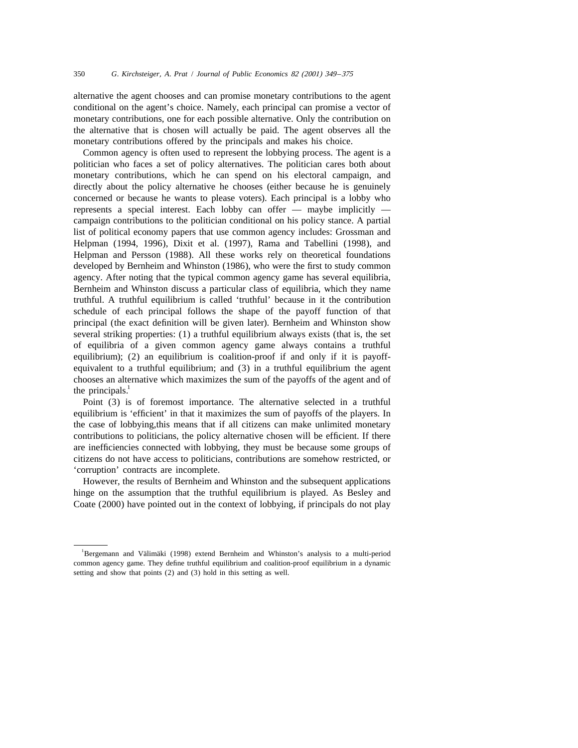alternative the agent chooses and can promise monetary contributions to the agent conditional on the agent's choice. Namely, each principal can promise a vector of monetary contributions, one for each possible alternative. Only the contribution on the alternative that is chosen will actually be paid. The agent observes all the monetary contributions offered by the principals and makes his choice.

Common agency is often used to represent the lobbying process. The agent is a politician who faces a set of policy alternatives. The politician cares both about monetary contributions, which he can spend on his electoral campaign, and directly about the policy alternative he chooses (either because he is genuinely concerned or because he wants to please voters). Each principal is a lobby who represents a special interest. Each lobby can offer — maybe implicitly — campaign contributions to the politician conditional on his policy stance. A partial list of political economy papers that use common agency includes: Grossman and Helpman (1994, 1996), Dixit et al. (1997), Rama and Tabellini (1998), and Helpman and Persson (1988). All these works rely on theoretical foundations developed by Bernheim and Whinston (1986), who were the first to study common agency. After noting that the typical common agency game has several equilibria, Bernheim and Whinston discuss a particular class of equilibria, which they name truthful. A truthful equilibrium is called 'truthful' because in it the contribution schedule of each principal follows the shape of the payoff function of that principal (the exact definition will be given later). Bernheim and Whinston show several striking properties: (1) a truthful equilibrium always exists (that is, the set of equilibria of a given common agency game always contains a truthful equilibrium); (2) an equilibrium is coalition-proof if and only if it is payoff-equivalent to a truthful equilibrium; and (3) in a truthful equilibrium the agent chooses an alternative which maximizes the sum of the payoffs of the agent and of the principals.[1]

Point (3) is of foremost importance. The alternative selected in a truthful equilibrium is 'efficient' in that it maximizes the sum of payoffs of the players. In the case of lobbying,this means that if all citizens can make unlimited monetary contributions to politicians, the policy alternative chosen will be efficient. If there are inefficiencies connected with lobbying, they must be because some groups of citizens do not have access to politicians, contributions are somehow restricted, or 'corruption' contracts are incomplete.

However, the results of Bernheim and Whinston and the subsequent applications hinge on the assumption that the truthful equilibrium is played. As Besley and Coate (2000) have pointed out in the context of lobbying, if principals do not play

[1] Bergemann and Välimäki (1998) extend Bernheim and Whinston's analysis to a multi-period common agency game. They define truthful equilibrium and coalition-proof equilibrium in a dynamic setting and show that points (2) and (3) hold in this setting as well.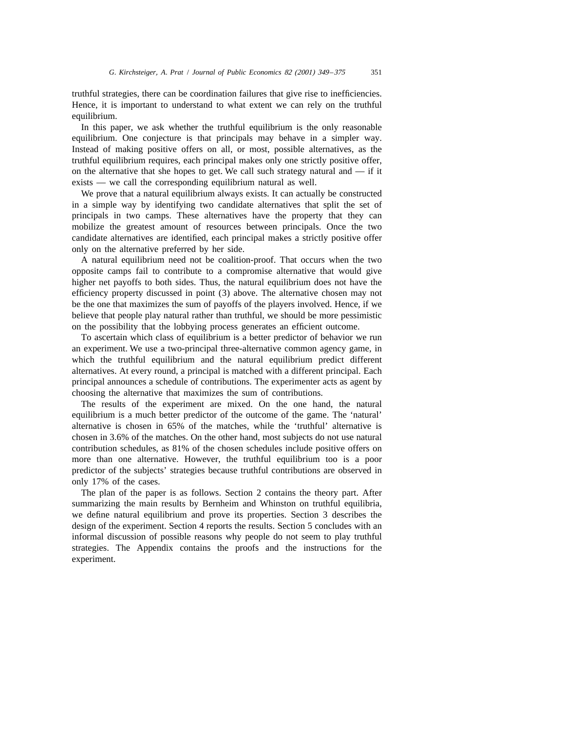truthful strategies, there can be coordination failures that give rise to inefficiencies. Hence, it is important to understand to what extent we can rely on the truthful equilibrium.

In this paper, we ask whether the truthful equilibrium is the only reasonable equilibrium. One conjecture is that principals may behave in a simpler way. Instead of making positive offers on all, or most, possible alternatives, as the truthful equilibrium requires, each principal makes only one strictly positive offer, on the alternative that she hopes to get. We call such strategy natural and — if it exists — we call the corresponding equilibrium natural as well.

We prove that a natural equilibrium always exists. It can actually be constructed in a simple way by identifying two candidate alternatives that split the set of principals in two camps. These alternatives have the property that they can mobilize the greatest amount of resources between principals. Once the two candidate alternatives are identified, each principal makes a strictly positive offer only on the alternative preferred by her side.

A natural equilibrium need not be coalition-proof. That occurs when the two opposite camps fail to contribute to a compromise alternative that would give higher net payoffs to both sides. Thus, the natural equilibrium does not have the efficiency property discussed in point (3) above. The alternative chosen may not be the one that maximizes the sum of payoffs of the players involved. Hence, if we believe that people play natural rather than truthful, we should be more pessimistic on the possibility that the lobbying process generates an efficient outcome.

To ascertain which class of equilibrium is a better predictor of behavior we run an experiment. We use a two-principal three-alternative common agency game, in which the truthful equilibrium and the natural equilibrium predict different alternatives. At every round, a principal is matched with a different principal. Each principal announces a schedule of contributions. The experimenter acts as agent by choosing the alternative that maximizes the sum of contributions.

The results of the experiment are mixed. On the one hand, the natural equilibrium is a much better predictor of the outcome of the game. The 'natural' alternative is chosen in 65% of the matches, while the 'truthful' alternative is chosen in 3.6% of the matches. On the other hand, most subjects do not use natural contribution schedules, as 81% of the chosen schedules include positive offers on more than one alternative. However, the truthful equilibrium too is a poor predictor of the subjects' strategies because truthful contributions are observed in only 17% of the cases.

The plan of the paper is as follows. Section 2 contains the theory part. After summarizing the main results by Bernheim and Whinston on truthful equilibria, we define natural equilibrium and prove its properties. Section 3 describes the design of the experiment. Section 4 reports the results. Section 5 concludes with an informal discussion of possible reasons why people do not seem to play truthful strategies. The Appendix contains the proofs and the instructions for the experiment.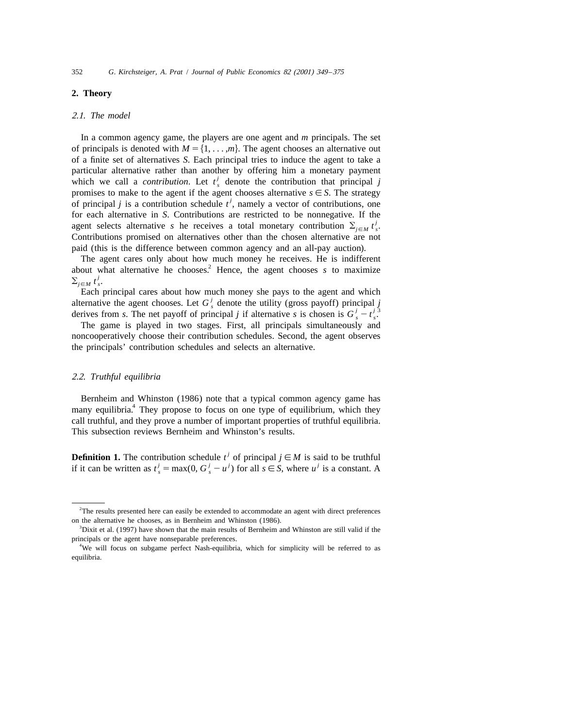## 2. Theory

### 2.1. The model

In a common agency game, the players are one agent and $m$ principals. The set of principals is denoted with $M = \{1, \ldots, m\}$. The agent chooses an alternative out of a finite set of alternatives $S$. Each principal tries to induce the agent to take a particular alternative rather than another by offering him a monetary payment which we call a *contribution*. Let $t_s^j$ denote the contribution that principal $j$ promises to make to the agent if the agent chooses alternative $s \in S$. The strategy of principal $j$ is a contribution schedule $t^j$, namely a vector of contributions, one for each alternative in $S$. Contributions are restricted to be nonnegative. If the agent selects alternative $s$ he receives a total monetary contribution $\Sigma_{j \in M} t_s^j$. Contributions promised on alternatives other than the chosen alternative are not paid (this is the difference between common agency and an all-pay auction).

The agent cares only about how much money he receives. He is indifferent about what alternative he chooses.[2] Hence, the agent chooses $s$ to maximize $\Sigma_{j \in M} t_s^j$.

Each principal cares about how much money she pays to the agent and which alternative the agent chooses. Let $G_s^j$ denote the utility (gross payoff) principal $j$ derives from $s$. The net payoff of principal $j$ if alternative $s$ is chosen is $G_s^j - t_s^j$.[3]

The game is played in two stages. First, all principals simultaneously and noncooperatively choose their contribution schedules. Second, the agent observes the principals' contribution schedules and selects an alternative.

### 2.2. Truthful equilibria

Bernheim and Whinston (1986) note that a typical common agency game has many equilibria.[4] They propose to focus on one type of equilibrium, which they call truthful, and they prove a number of important properties of truthful equilibria. This subsection reviews Bernheim and Whinston's results.

**Definition 1.** The contribution schedule $t^j$ of principal $j \in M$ is said to be truthful if it can be written as $t_s^j = \max(0, G_s^j - u^j)$ for all $s \in S$, where $u^j$ is a constant. A

---

[2] The results presented here can easily be extended to accommodate an agent with direct preferences on the alternative he chooses, as in Bernheim and Whinston (1986).

[3] Dixit et al. (1997) have shown that the main results of Bernheim and Whinston are still valid if the principals or the agent have nonseparable preferences.

[4] We will focus on subgame perfect Nash-equilibria, which for simplicity will be referred to as equilibria.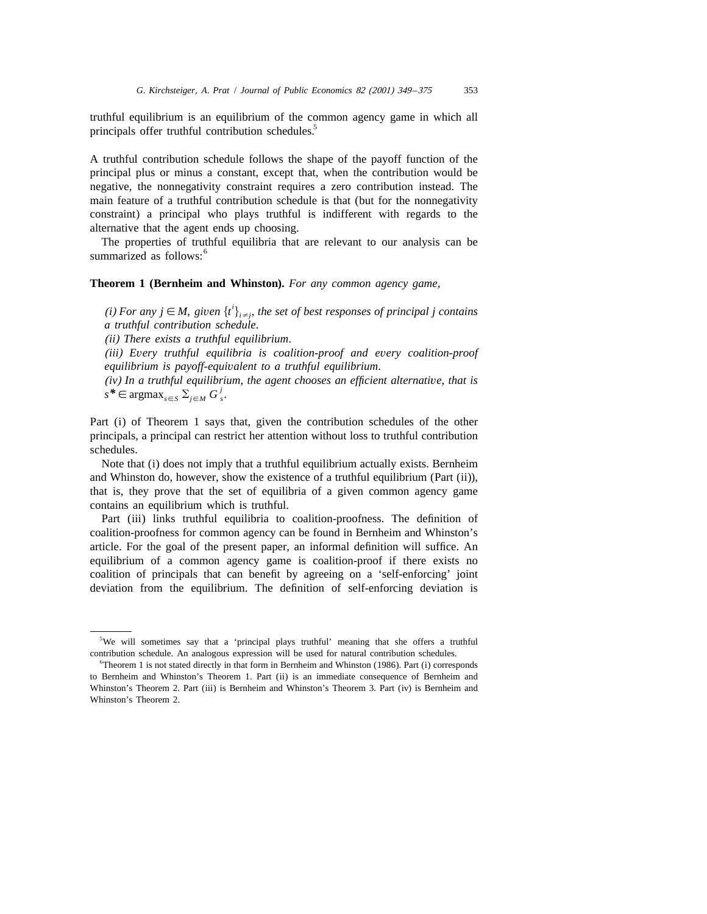truthful equilibrium is an equilibrium of the common agency game in which all principals offer truthful contribution schedules.[5]

A truthful contribution schedule follows the shape of the payoff function of the principal plus or minus a constant, except that, when the contribution would be negative, the nonnegativity constraint requires a zero contribution instead. The main feature of a truthful contribution schedule is that (but for the nonnegativity constraint) a principal who plays truthful is indifferent with regards to the alternative that the agent ends up choosing.

The properties of truthful equilibria that are relevant to our analysis can be summarized as follows:[6]

**Theorem 1 (Bernheim and Whinston).** *For any common agency game,*

*(i) For any $j \in M$, given $\{t^i\}_{i \neq j}$, the set of best responses of principal j contains a truthful contribution schedule.*
*(ii) There exists a truthful equilibrium.*
*(iii) Every truthful equilibria is coalition-proof and every coalition-proof equilibrium is payoff-equivalent to a truthful equilibrium.*
*(iv) In a truthful equilibrium, the agent chooses an efficient alternative, that is $s^* \in \operatorname{argmax}_{s \in S} \Sigma_{j \in M} G_s^j$.*

Part (i) of Theorem 1 says that, given the contribution schedules of the other principals, a principal can restrict her attention without loss to truthful contribution schedules.

Note that (i) does not imply that a truthful equilibrium actually exists. Bernheim and Whinston do, however, show the existence of a truthful equilibrium (Part (ii)), that is, they prove that the set of equilibria of a given common agency game contains an equilibrium which is truthful.

Part (iii) links truthful equilibria to coalition-proofness. The definition of coalition-proofness for common agency can be found in Bernheim and Whinston's article. For the goal of the present paper, an informal definition will suffice. An equilibrium of a common agency game is coalition-proof if there exists no coalition of principals that can benefit by agreeing on a 'self-enforcing' joint deviation from the equilibrium. The definition of self-enforcing deviation is

---

[5] We will sometimes say that a 'principal plays truthful' meaning that she offers a truthful contribution schedule. An analogous expression will be used for natural contribution schedules.

[6] Theorem 1 is not stated directly in that form in Bernheim and Whinston (1986). Part (i) corresponds to Bernheim and Whinston's Theorem 1. Part (ii) is an immediate consequence of Bernheim and Whinston's Theorem 2. Part (iii) is Bernheim and Whinston's Theorem 3. Part (iv) is Bernheim and Whinston's Theorem 2.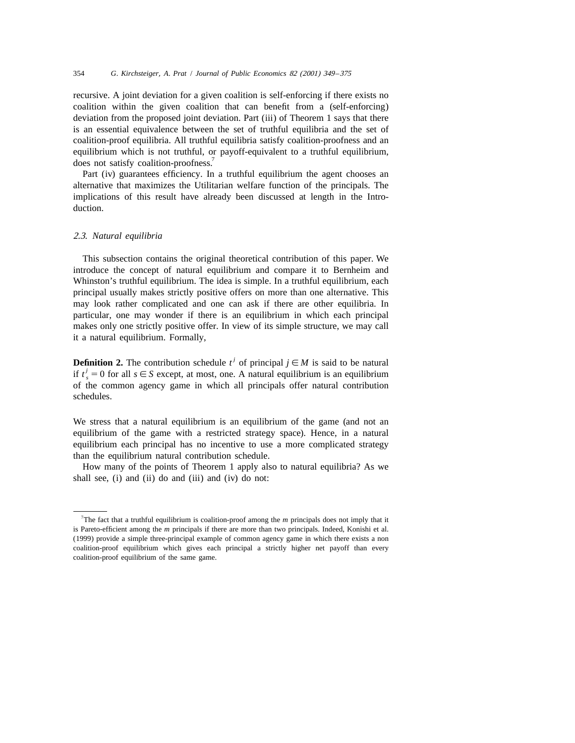recursive. A joint deviation for a given coalition is self-enforcing if there exists no coalition within the given coalition that can benefit from a (self-enforcing) deviation from the proposed joint deviation. Part (iii) of Theorem 1 says that there is an essential equivalence between the set of truthful equilibria and the set of coalition-proof equilibria. All truthful equilibria satisfy coalition-proofness and an equilibrium which is not truthful, or payoff-equivalent to a truthful equilibrium, does not satisfy coalition-proofness.[7]

Part (iv) guarantees efficiency. In a truthful equilibrium the agent chooses an alternative that maximizes the Utilitarian welfare function of the principals. The implications of this result have already been discussed at length in the Introduction.

### 2.3. Natural equilibria

This subsection contains the original theoretical contribution of this paper. We introduce the concept of natural equilibrium and compare it to Bernheim and Whinston's truthful equilibrium. The idea is simple. In a truthful equilibrium, each principal usually makes strictly positive offers on more than one alternative. This may look rather complicated and one can ask if there are other equilibria. In particular, one may wonder if there is an equilibrium in which each principal makes only one strictly positive offer. In view of its simple structure, we may call it a natural equilibrium. Formally,

**Definition 2.** The contribution schedule $t^j$ of principal $j \in M$ is said to be natural if $t_s^j = 0$ for all $s \in S$ except, at most, one. A natural equilibrium is an equilibrium of the common agency game in which all principals offer natural contribution schedules.

We stress that a natural equilibrium is an equilibrium of the game (and not an equilibrium of the game with a restricted strategy space). Hence, in a natural equilibrium each principal has no incentive to use a more complicated strategy than the equilibrium natural contribution schedule.

How many of the points of Theorem 1 apply also to natural equilibria? As we shall see, (i) and (ii) do and (iii) and (iv) do not:

[7] The fact that a truthful equilibrium is coalition-proof among the $m$ principals does not imply that it is Pareto-efficient among the $m$ principals if there are more than two principals. Indeed, Konishi et al. (1999) provide a simple three-principal example of common agency game in which there exists a non coalition-proof equilibrium which gives each principal a strictly higher net payoff than every coalition-proof equilibrium of the same game.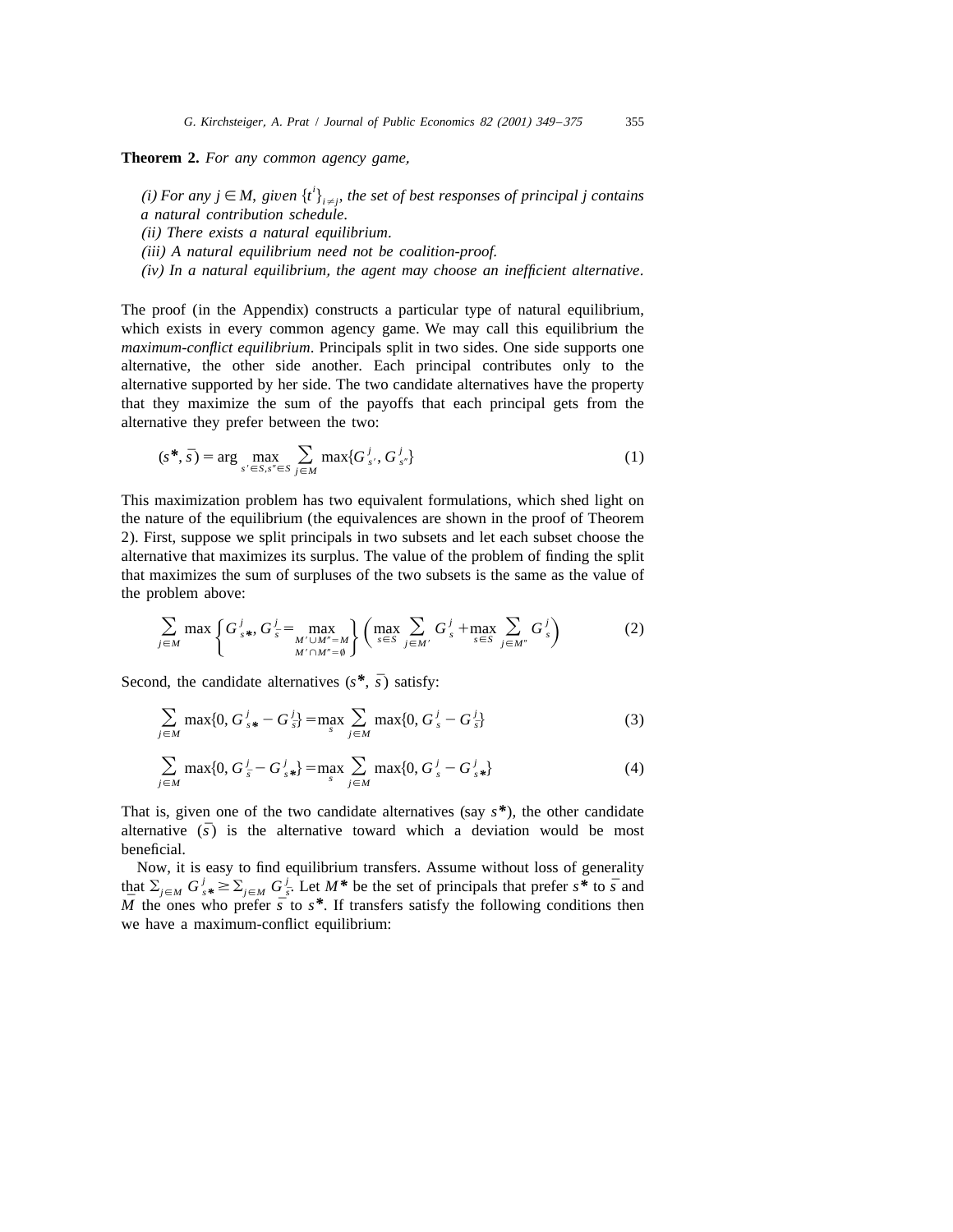**Theorem 2.** *For any common agency game,*

*(i) For any $j \in M$, given $\{t^i\}_{i \neq j}$, the set of best responses of principal j contains a natural contribution schedule.*
*(ii) There exists a natural equilibrium.*
*(iii) A natural equilibrium need not be coalition-proof.*
*(iv) In a natural equilibrium, the agent may choose an inefficient alternative.*

The proof (in the Appendix) constructs a particular type of natural equilibrium, which exists in every common agency game. We may call this equilibrium the *maximum-conflict equilibrium*. Principals split in two sides. One side supports one alternative, the other side another. Each principal contributes only to the alternative supported by her side. The two candidate alternatives have the property that they maximize the sum of the payoffs that each principal gets from the alternative they prefer between the two:

$$(s^*, \bar{s}) = \arg \max_{s' \in S, s'' \in S} \sum_{j \in M} \max\{G^j_{s'}, G^j_{s''}\} \tag{1}$$

This maximization problem has two equivalent formulations, which shed light on the nature of the equilibrium (the equivalences are shown in the proof of Theorem 2). First, suppose we split principals in two subsets and let each subset choose the alternative that maximizes its surplus. The value of the problem of finding the split that maximizes the sum of surpluses of the two subsets is the same as the value of the problem above:

$$\sum_{j \in M} \max\left\{G^j_{s^*}, G^j_{\bar{s}} = \max_{\substack{M' \cup M'' = M \\ M' \cap M'' = \emptyset}}\right\} \left( \max_{s \in S} \sum_{j \in M'} G^j_s + \max_{s \in S} \sum_{j \in M''} G^j_s \right) \tag{2}$$

Second, the candidate alternatives $(s^*, \bar{s})$ satisfy:

$$\sum_{j \in M} \max\{0, G^j_{s^*} - G^j_{\bar{s}}\} = \max_s \sum_{j \in M} \max\{0, G^j_s - G^j_{\bar{s}}\} \tag{3}$$

$$\sum_{j \in M} \max\{0, G^j_{\bar{s}} - G^j_{s^*}\} = \max_s \sum_{j \in M} \max\{0, G^j_s - G^j_{s^*}\} \tag{4}$$

That is, given one of the two candidate alternatives (say $s^*$), the other candidate alternative $(\bar{s})$ is the alternative toward which a deviation would be most beneficial.

Now, it is easy to find equilibrium transfers. Assume without loss of generality that $\Sigma_{j \in M} G^j_{s^*} \geq \Sigma_{j \in M} G^j_{\bar{s}}$. Let $M^*$ be the set of principals that prefer $s^*$ to $\bar{s}$ and $\bar{M}$ the ones who prefer $\bar{s}$ to $s^*$. If transfers satisfy the following conditions then we have a maximum-conflict equilibrium: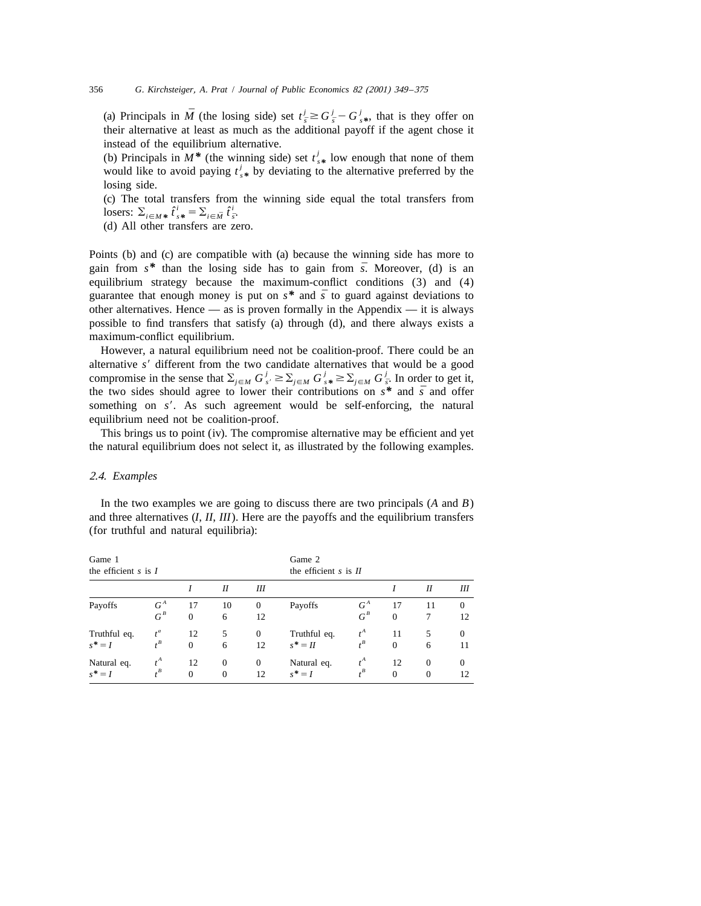(a) Principals in $\bar{M}$ (the losing side) set $t^j_{\bar{s}} \geq G^j_{\bar{s}} - G^j_{s*}$, that is they offer on their alternative at least as much as the additional payoff if the agent chose it instead of the equilibrium alternative.

(b) Principals in $M^*$ (the winning side) set $t^j_{s*}$ low enough that none of them would like to avoid paying $t^j_{s*}$ by deviating to the alternative preferred by the losing side.

(c) The total transfers from the winning side equal the total transfers from losers: $\sum_{i \in M*} \hat{t}^i_{s*} = \sum_{i \in \bar{M}} \hat{t}^i_{\bar{s}}$.

(d) All other transfers are zero.

Points (b) and (c) are compatible with (a) because the winning side has more to gain from $s^*$ than the losing side has to gain from $\bar{s}$. Moreover, (d) is an equilibrium strategy because the maximum-conflict conditions (3) and (4) guarantee that enough money is put on $s^*$ and $\bar{s}$ to guard against deviations to other alternatives. Hence — as is proven formally in the Appendix — it is always possible to find transfers that satisfy (a) through (d), and there always exists a maximum-conflict equilibrium.

However, a natural equilibrium need not be coalition-proof. There could be an alternative $s'$ different from the two candidate alternatives that would be a good compromise in the sense that $\sum_{j \in M} G^j_{s'} \geq \sum_{j \in M} G^j_{s*} \geq \sum_{j \in M} G^j_{\bar{s}}$. In order to get it, the two sides should agree to lower their contributions on $s^*$ and $\bar{s}$ and offer something on $s'$. As such agreement would be self-enforcing, the natural equilibrium need not be coalition-proof.

This brings us to point (iv). The compromise alternative may be efficient and yet the natural equilibrium does not select it, as illustrated by the following examples.

### 2.4. Examples

In the two examples we are going to discuss there are two principals ($A$ and $B$) and three alternatives ($I$, $II$, $III$). Here are the payoffs and the equilibrium transfers (for truthful and natural equilibria):

| Game 1 the efficient $s$ is $I$ | | | | | Game 2 the efficient $s$ is $II$ | | | | |
|---|---|---|---|---|---|---|---|---|---|
| | | $I$ | $II$ | $III$ | | | $I$ | $II$ | $III$ |
| Payoffs | $G^A$ | 17 | 10 | 0 | Payoffs | $G^A$ | 17 | 11 | 0 |
| | $G^B$ | 0 | 6 | 12 | | $G^B$ | 0 | 7 | 12 |
| Truthful eq. | $t^a$ | 12 | 5 | 0 | Truthful eq. | $t^A$ | 11 | 5 | 0 |
| $s^* = I$ | $t^B$ | 0 | 6 | 12 | $s^* = II$ | $t^B$ | 0 | 6 | 11 |
| Natural eq. | $t^A$ | 12 | 0 | 0 | Natural eq. | $t^A$ | 12 | 0 | 0 |
| $s^* = I$ | $t^B$ | 0 | 0 | 12 | $s^* = I$ | $t^B$ | 0 | 0 | 12 |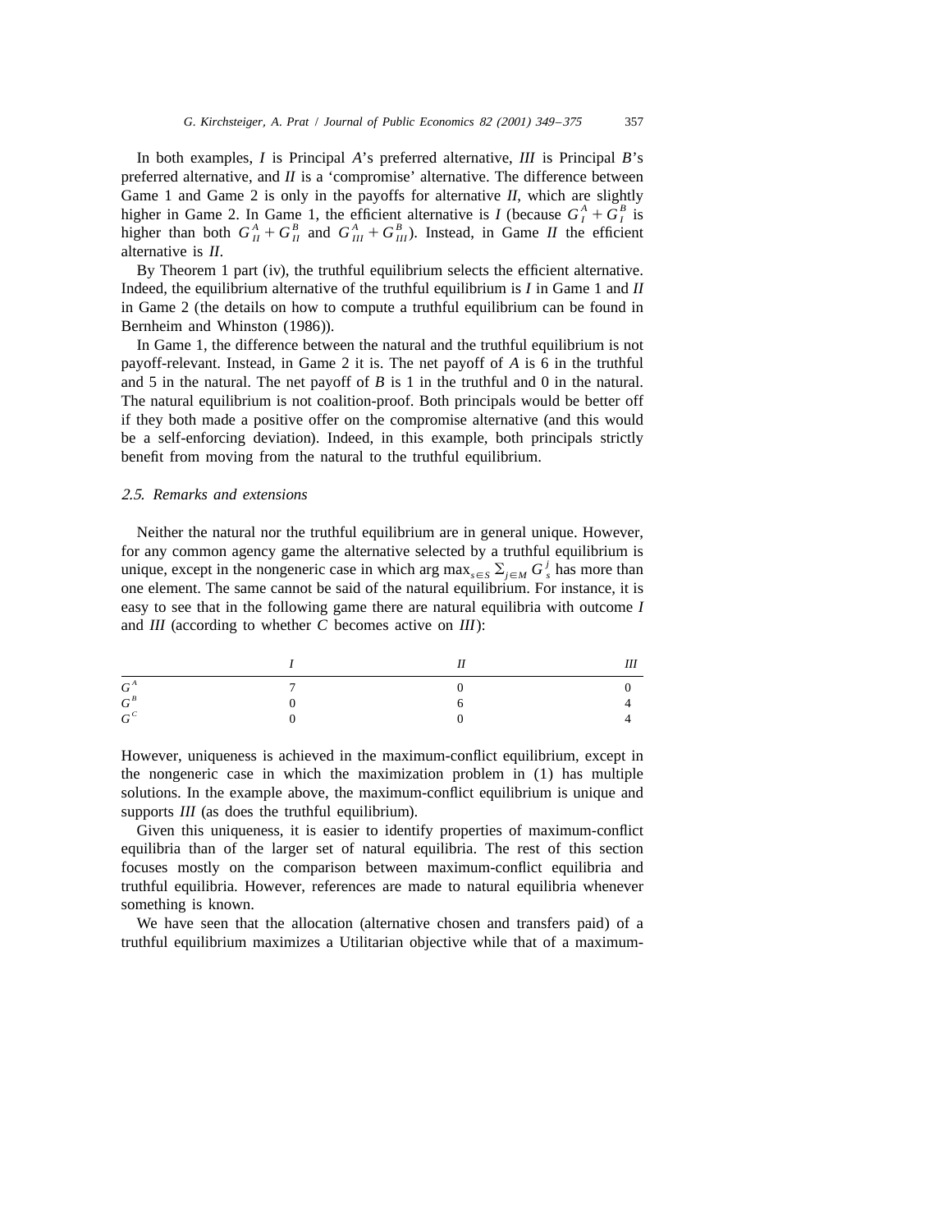In both examples, $I$ is Principal $A$'s preferred alternative, $III$ is Principal $B$'s preferred alternative, and $II$ is a 'compromise' alternative. The difference between Game 1 and Game 2 is only in the payoffs for alternative $II$, which are slightly higher in Game 2. In Game 1, the efficient alternative is $I$ (because $G_I^A + G_I^B$ is higher than both $G_{II}^A + G_{II}^B$ and $G_{III}^A + G_{III}^B$). Instead, in Game $II$ the efficient alternative is $II$.

By Theorem 1 part (iv), the truthful equilibrium selects the efficient alternative. Indeed, the equilibrium alternative of the truthful equilibrium is $I$ in Game 1 and $II$ in Game 2 (the details on how to compute a truthful equilibrium can be found in Bernheim and Whinston (1986)).

In Game 1, the difference between the natural and the truthful equilibrium is not payoff-relevant. Instead, in Game 2 it is. The net payoff of $A$ is 6 in the truthful and 5 in the natural. The net payoff of $B$ is 1 in the truthful and 0 in the natural. The natural equilibrium is not coalition-proof. Both principals would be better off if they both made a positive offer on the compromise alternative (and this would be a self-enforcing deviation). Indeed, in this example, both principals strictly benefit from moving from the natural to the truthful equilibrium.

### *2.5. Remarks and extensions*

Neither the natural nor the truthful equilibrium are in general unique. However, for any common agency game the alternative selected by a truthful equilibrium is unique, except in the nongeneric case in which $\arg\max_{s \in S} \sum_{j \in M} G_s^j$ has more than one element. The same cannot be said of the natural equilibrium. For instance, it is easy to see that in the following game there are natural equilibria with outcome $I$ and $III$ (according to whether $C$ becomes active on $III$):

| | $I$ | $II$ | $III$ |
|---|---|---|---|
| $G^A$ | 7 | 0 | 0 |
| $G^B$ | 0 | 6 | 4 |
| $G^C$ | 0 | 0 | 4 |

However, uniqueness is achieved in the maximum-conflict equilibrium, except in the nongeneric case in which the maximization problem in (1) has multiple solutions. In the example above, the maximum-conflict equilibrium is unique and supports $III$ (as does the truthful equilibrium).

Given this uniqueness, it is easier to identify properties of maximum-conflict equilibria than of the larger set of natural equilibria. The rest of this section focuses mostly on the comparison between maximum-conflict equilibria and truthful equilibria. However, references are made to natural equilibria whenever something is known.

We have seen that the allocation (alternative chosen and transfers paid) of a truthful equilibrium maximizes a Utilitarian objective while that of a maximum-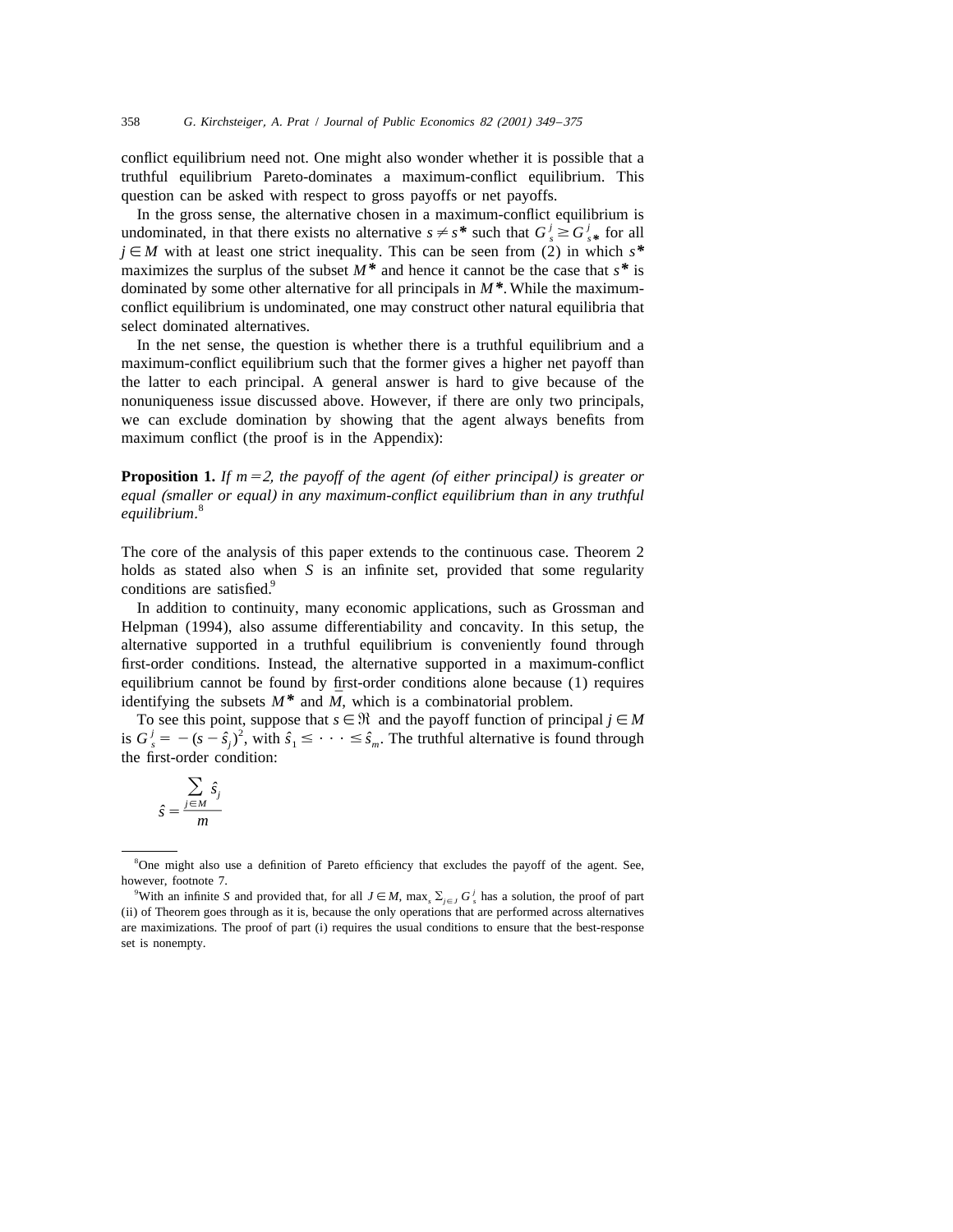conflict equilibrium need not. One might also wonder whether it is possible that a truthful equilibrium Pareto-dominates a maximum-conflict equilibrium. This question can be asked with respect to gross payoffs or net payoffs.

In the gross sense, the alternative chosen in a maximum-conflict equilibrium is undominated, in that there exists no alternative $s \neq s^*$ such that $G_s^j \geq G_{s^*}^j$ for all $j \in M$ with at least one strict inequality. This can be seen from (2) in which $s^*$ maximizes the surplus of the subset $M^*$ and hence it cannot be the case that $s^*$ is dominated by some other alternative for all principals in $M^*$. While the maximum-conflict equilibrium is undominated, one may construct other natural equilibria that select dominated alternatives.

In the net sense, the question is whether there is a truthful equilibrium and a maximum-conflict equilibrium such that the former gives a higher net payoff than the latter to each principal. A general answer is hard to give because of the nonuniqueness issue discussed above. However, if there are only two principals, we can exclude domination by showing that the agent always benefits from maximum conflict (the proof is in the Appendix):

**Proposition 1.** *If $m = 2$, the payoff of the agent (of either principal) is greater or equal (smaller or equal) in any maximum-conflict equilibrium than in any truthful equilibrium.*[8]

The core of the analysis of this paper extends to the continuous case. Theorem 2 holds as stated also when $S$ is an infinite set, provided that some regularity conditions are satisfied.[9]

In addition to continuity, many economic applications, such as Grossman and Helpman (1994), also assume differentiability and concavity. In this setup, the alternative supported in a truthful equilibrium is conveniently found through first-order conditions. Instead, the alternative supported in a maximum-conflict equilibrium cannot be found by first-order conditions alone because (1) requires identifying the subsets $M^*$ and $\underline{M}$, which is a combinatorial problem.

To see this point, suppose that $s \in \mathfrak{R}$ and the payoff function of principal $j \in M$ is $G_s^j = -(s - \hat{s}_j)^2$, with $\hat{s}_1 \leq \cdots \leq \hat{s}_m$. The truthful alternative is found through the first-order condition:

$$\hat{s} = \frac{\sum_{j \in M} \hat{s}_j}{m}$$

---

[8] One might also use a definition of Pareto efficiency that excludes the payoff of the agent. See, however, footnote 7.

[9] With an infinite $S$ and provided that, for all $J \in M$, $\max_s \sum_{j \in J} G_s^j$ has a solution, the proof of part (ii) of Theorem goes through as it is, because the only operations that are performed across alternatives are maximizations. The proof of part (i) requires the usual conditions to ensure that the best-response set is nonempty.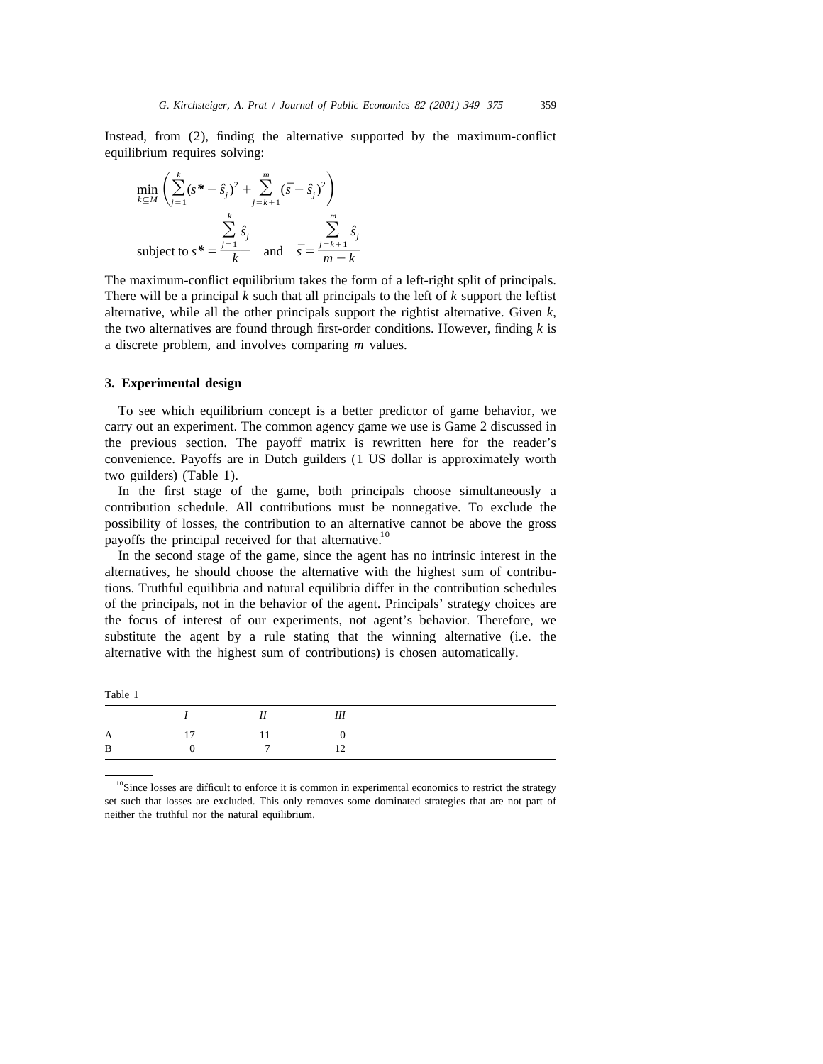Instead, from (2), finding the alternative supported by the maximum-conflict equilibrium requires solving:

$$\min_{k \subseteq M} \left( \sum_{j=1}^{k} (s^* - \hat{s}_j)^2 + \sum_{j=k+1}^{m} (\bar{s} - \hat{s}_j)^2 \right)$$

$$\text{subject to } s^* = \frac{\sum_{j=1}^{k} \hat{s}_j}{k} \quad \text{and} \quad \bar{s} = \frac{\sum_{j=k+1}^{m} \hat{s}_j}{m-k}$$

The maximum-conflict equilibrium takes the form of a left-right split of principals. There will be a principal $k$ such that all principals to the left of $k$ support the leftist alternative, while all the other principals support the rightist alternative. Given $k$, the two alternatives are found through first-order conditions. However, finding $k$ is a discrete problem, and involves comparing $m$ values.

## 3. Experimental design

To see which equilibrium concept is a better predictor of game behavior, we carry out an experiment. The common agency game we use is Game 2 discussed in the previous section. The payoff matrix is rewritten here for the reader's convenience. Payoffs are in Dutch guilders (1 US dollar is approximately worth two guilders) (Table 1).

In the first stage of the game, both principals choose simultaneously a contribution schedule. All contributions must be nonnegative. To exclude the possibility of losses, the contribution to an alternative cannot be above the gross payoffs the principal received for that alternative.[10]

In the second stage of the game, since the agent has no intrinsic interest in the alternatives, he should choose the alternative with the highest sum of contributions. Truthful equilibria and natural equilibria differ in the contribution schedules of the principals, not in the behavior of the agent. Principals' strategy choices are the focus of interest of our experiments, not agent's behavior. Therefore, we substitute the agent by a rule stating that the winning alternative (i.e. the alternative with the highest sum of contributions) is chosen automatically.

Table 1

| | *I* | *II* | *III* |
|---|---|---|---|
| A | 17 | 11 | 0 |
| B | 0 | 7 | 12 |

[10] Since losses are difficult to enforce it is common in experimental economics to restrict the strategy set such that losses are excluded. This only removes some dominated strategies that are not part of neither the truthful nor the natural equilibrium.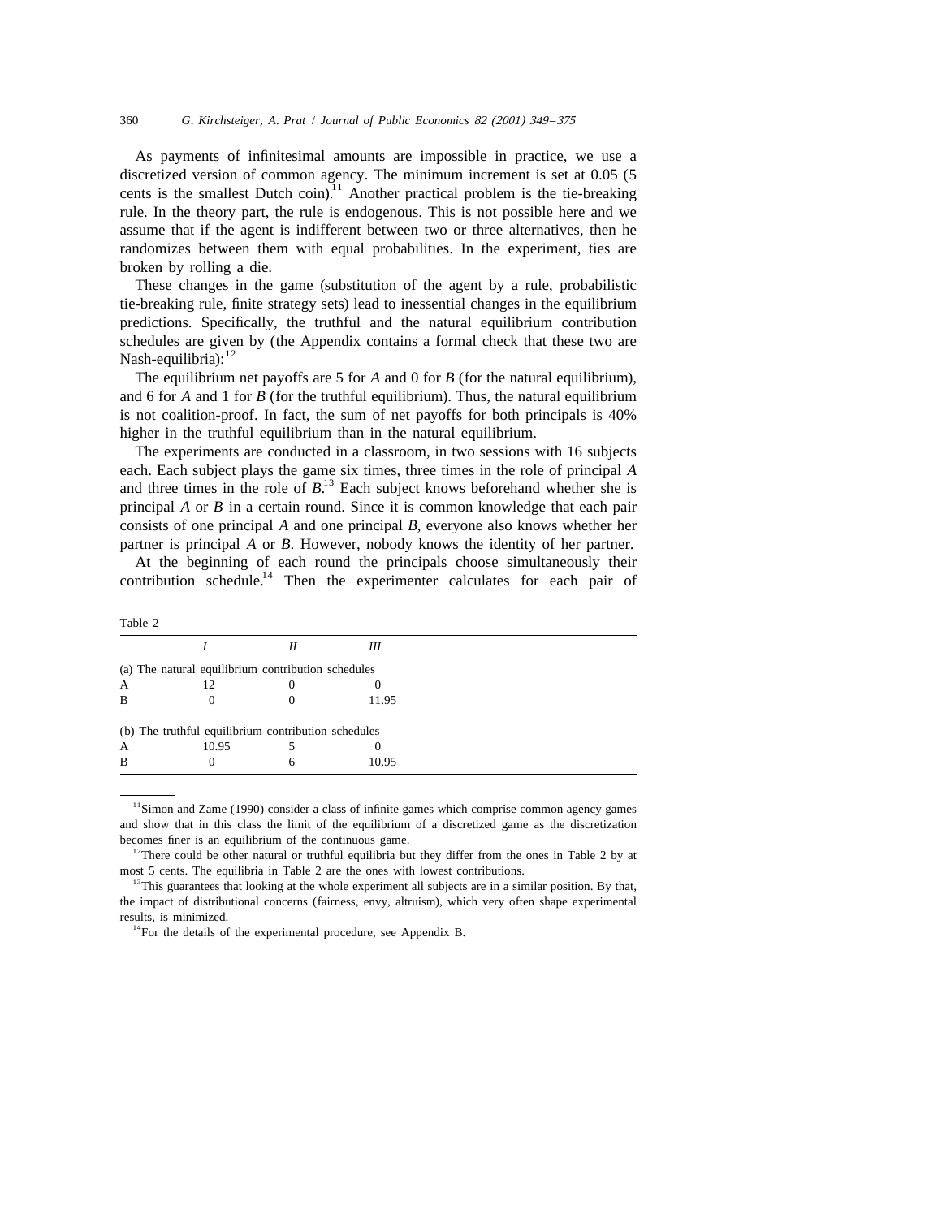As payments of infinitesimal amounts are impossible in practice, we use a discretized version of common agency. The minimum increment is set at 0.05 (5 cents is the smallest Dutch coin).[11] Another practical problem is the tie-breaking rule. In the theory part, the rule is endogenous. This is not possible here and we assume that if the agent is indifferent between two or three alternatives, then he randomizes between them with equal probabilities. In the experiment, ties are broken by rolling a die.

These changes in the game (substitution of the agent by a rule, probabilistic tie-breaking rule, finite strategy sets) lead to inessential changes in the equilibrium predictions. Specifically, the truthful and the natural equilibrium contribution schedules are given by (the Appendix contains a formal check that these two are Nash-equilibria):[12]

The equilibrium net payoffs are 5 for *A* and 0 for *B* (for the natural equilibrium), and 6 for *A* and 1 for *B* (for the truthful equilibrium). Thus, the natural equilibrium is not coalition-proof. In fact, the sum of net payoffs for both principals is 40% higher in the truthful equilibrium than in the natural equilibrium.

The experiments are conducted in a classroom, in two sessions with 16 subjects each. Each subject plays the game six times, three times in the role of principal *A* and three times in the role of *B*.[13] Each subject knows beforehand whether she is principal *A* or *B* in a certain round. Since it is common knowledge that each pair consists of one principal *A* and one principal *B*, everyone also knows whether her partner is principal *A* or *B*. However, nobody knows the identity of her partner.

At the beginning of each round the principals choose simultaneously their contribution schedule.[14] Then the experimenter calculates for each pair of

Table 2

| | *I* | *II* | *III* |
|---|---|---|---|
| (a) The natural equilibrium contribution schedules | | | |
| A | 12 | 0 | 0 |
| B | 0 | 0 | 11.95 |
| (b) The truthful equilibrium contribution schedules | | | |
| A | 10.95 | 5 | 0 |
| B | 0 | 6 | 10.95 |

[11] Simon and Zame (1990) consider a class of infinite games which comprise common agency games and show that in this class the limit of the equilibrium of a discretized game as the discretization becomes finer is an equilibrium of the continuous game.

[12] There could be other natural or truthful equilibria but they differ from the ones in Table 2 by at most 5 cents. The equilibria in Table 2 are the ones with lowest contributions.

[13] This guarantees that looking at the whole experiment all subjects are in a similar position. By that, the impact of distributional concerns (fairness, envy, altruism), which very often shape experimental results, is minimized.

[14] For the details of the experimental procedure, see Appendix B.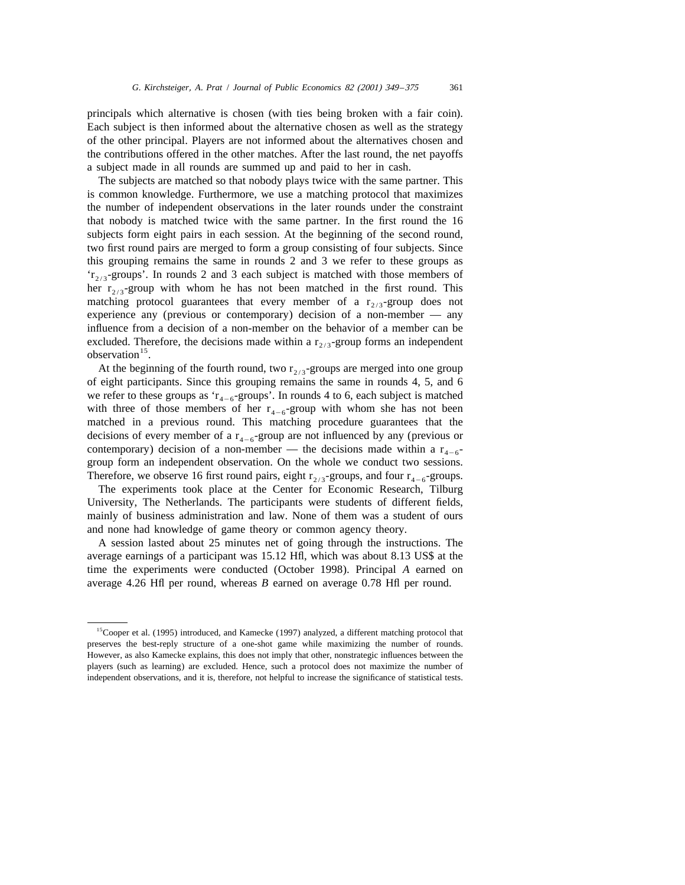principals which alternative is chosen (with ties being broken with a fair coin). Each subject is then informed about the alternative chosen as well as the strategy of the other principal. Players are not informed about the alternatives chosen and the contributions offered in the other matches. After the last round, the net payoffs a subject made in all rounds are summed up and paid to her in cash.

The subjects are matched so that nobody plays twice with the same partner. This is common knowledge. Furthermore, we use a matching protocol that maximizes the number of independent observations in the later rounds under the constraint that nobody is matched twice with the same partner. In the first round the 16 subjects form eight pairs in each session. At the beginning of the second round, two first round pairs are merged to form a group consisting of four subjects. Since this grouping remains the same in rounds 2 and 3 we refer to these groups as '$r_{2/3}$-groups'. In rounds 2 and 3 each subject is matched with those members of her $r_{2/3}$-group with whom he has not been matched in the first round. This matching protocol guarantees that every member of a $r_{2/3}$-group does not experience any (previous or contemporary) decision of a non-member — any influence from a decision of a non-member on the behavior of a member can be excluded. Therefore, the decisions made within a $r_{2/3}$-group forms an independent observation[15].

At the beginning of the fourth round, two $r_{2/3}$-groups are merged into one group of eight participants. Since this grouping remains the same in rounds 4, 5, and 6 we refer to these groups as '$r_{4-6}$-groups'. In rounds 4 to 6, each subject is matched with three of those members of her $r_{4-6}$-group with whom she has not been matched in a previous round. This matching procedure guarantees that the decisions of every member of a $r_{4-6}$-group are not influenced by any (previous or contemporary) decision of a non-member — the decisions made within a $r_{4-6}$-group form an independent observation. On the whole we conduct two sessions. Therefore, we observe 16 first round pairs, eight $r_{2/3}$-groups, and four $r_{4-6}$-groups.

The experiments took place at the Center for Economic Research, Tilburg University, The Netherlands. The participants were students of different fields, mainly of business administration and law. None of them was a student of ours and none had knowledge of game theory or common agency theory.

A session lasted about 25 minutes net of going through the instructions. The average earnings of a participant was 15.12 Hfl, which was about 8.13 US$ at the time the experiments were conducted (October 1998). Principal *A* earned on average 4.26 Hfl per round, whereas *B* earned on average 0.78 Hfl per round.

---

[15]Cooper et al. (1995) introduced, and Kamecke (1997) analyzed, a different matching protocol that preserves the best-reply structure of a one-shot game while maximizing the number of rounds. However, as also Kamecke explains, this does not imply that other, nonstrategic influences between the players (such as learning) are excluded. Hence, such a protocol does not maximize the number of independent observations, and it is, therefore, not helpful to increase the significance of statistical tests.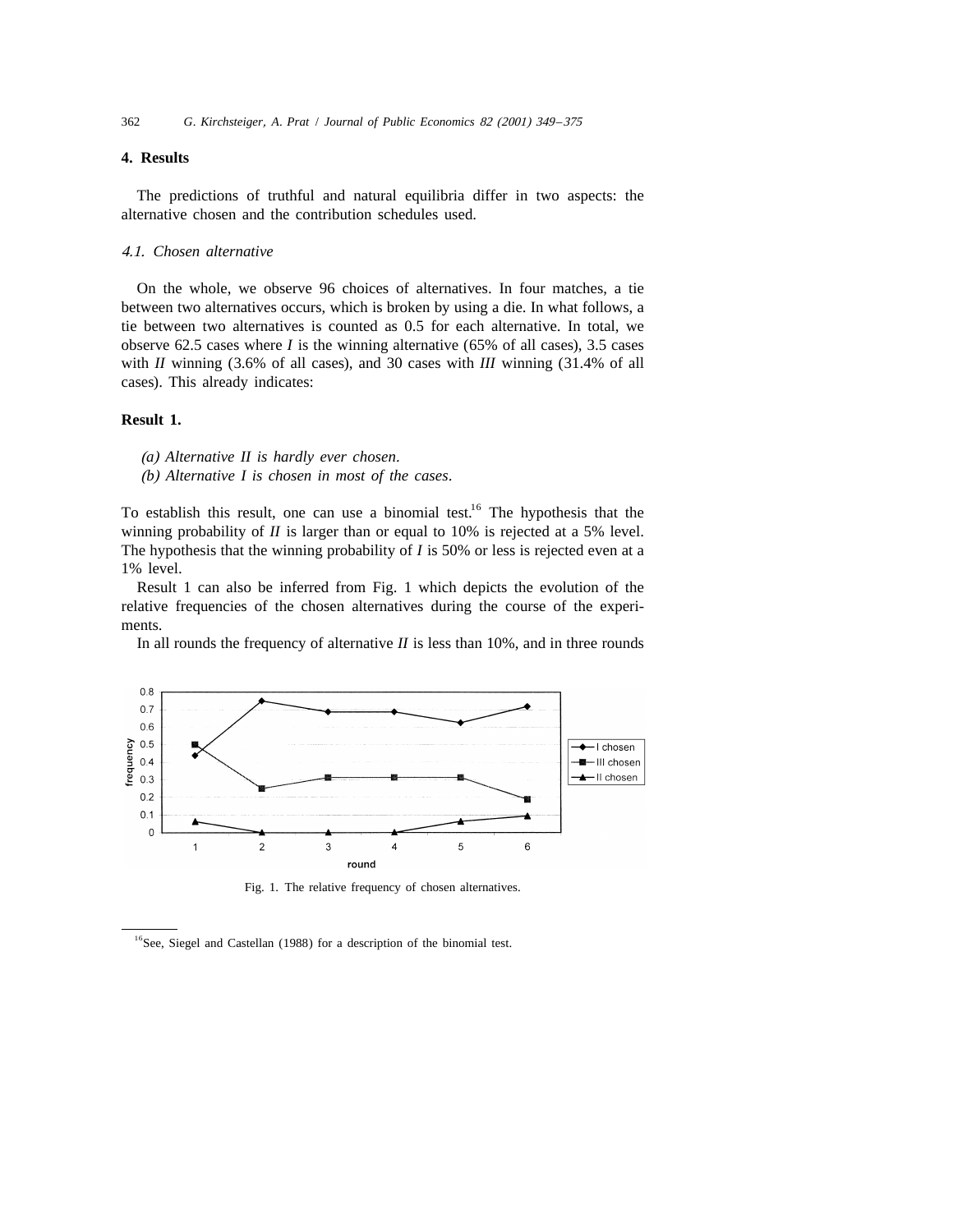## 4. Results

The predictions of truthful and natural equilibria differ in two aspects: the alternative chosen and the contribution schedules used.

### *4.1. Chosen alternative*

On the whole, we observe 96 choices of alternatives. In four matches, a tie between two alternatives occurs, which is broken by using a die. In what follows, a tie between two alternatives is counted as 0.5 for each alternative. In total, we observe 62.5 cases where *I* is the winning alternative (65% of all cases), 3.5 cases with *II* winning (3.6% of all cases), and 30 cases with *III* winning (31.4% of all cases). This already indicates:

**Result 1.**

*(a) Alternative II is hardly ever chosen.*
*(b) Alternative I is chosen in most of the cases.*

To establish this result, one can use a binomial test.[16] The hypothesis that the winning probability of *II* is larger than or equal to 10% is rejected at a 5% level. The hypothesis that the winning probability of *I* is 50% or less is rejected even at a 1% level.

Result 1 can also be inferred from Fig. 1 which depicts the evolution of the relative frequencies of the chosen alternatives during the course of the experiments.

In all rounds the frequency of alternative *II* is less than 10%, and in three rounds

Fig. 1. The relative frequency of chosen alternatives.

[16] See, Siegel and Castellan (1988) for a description of the binomial test.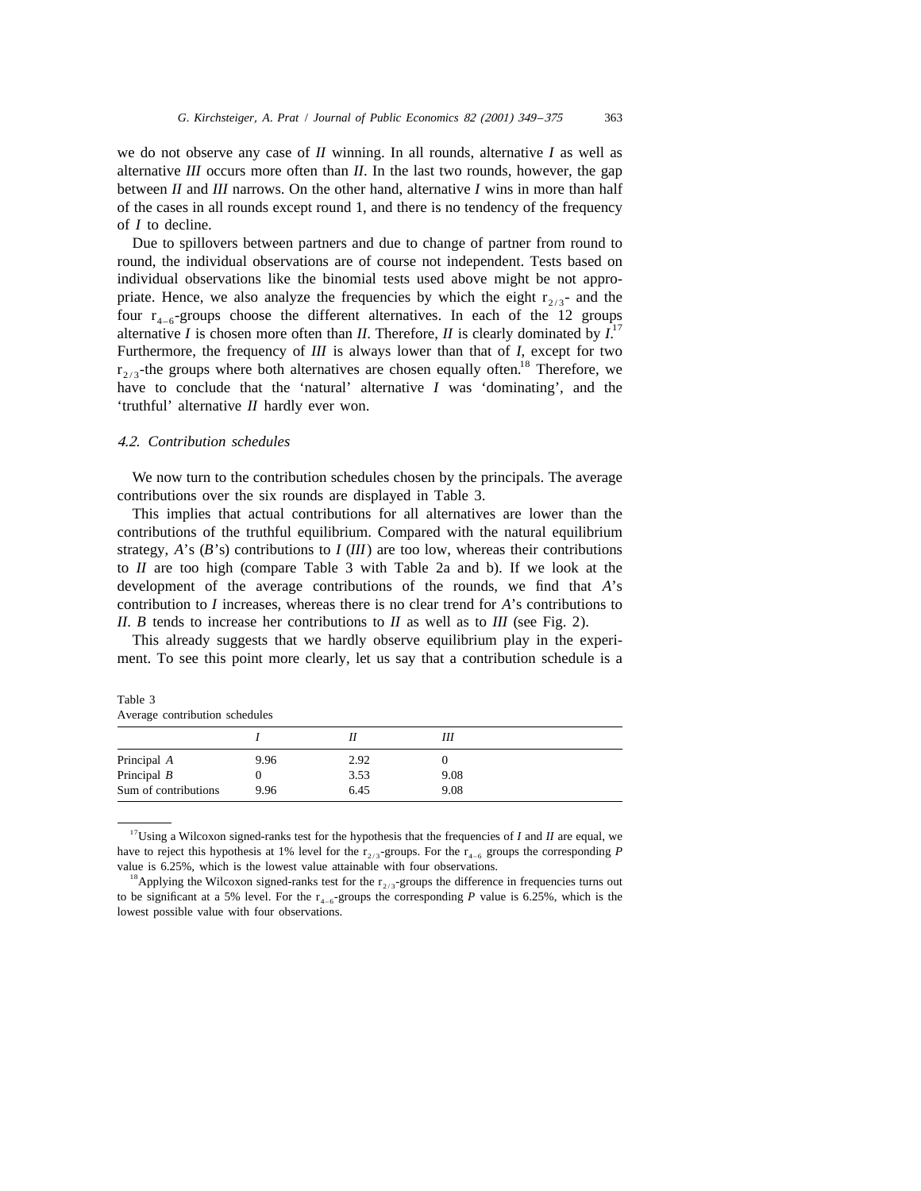we do not observe any case of *II* winning. In all rounds, alternative *I* as well as alternative *III* occurs more often than *II*. In the last two rounds, however, the gap between *II* and *III* narrows. On the other hand, alternative *I* wins in more than half of the cases in all rounds except round 1, and there is no tendency of the frequency of *I* to decline.

Due to spillovers between partners and due to change of partner from round to round, the individual observations are of course not independent. Tests based on individual observations like the binomial tests used above might be not appropriate. Hence, we also analyze the frequencies by which the eight $r_{2/3}$- and the four $r_{4-6}$-groups choose the different alternatives. In each of the 12 groups alternative *I* is chosen more often than *II*. Therefore, *II* is clearly dominated by *I*.[17] Furthermore, the frequency of *III* is always lower than that of *I*, except for two $r_{2/3}$-the groups where both alternatives are chosen equally often.[18] Therefore, we have to conclude that the 'natural' alternative *I* was 'dominating', and the 'truthful' alternative *II* hardly ever won.

### *4.2. Contribution schedules*

We now turn to the contribution schedules chosen by the principals. The average contributions over the six rounds are displayed in Table 3.

This implies that actual contributions for all alternatives are lower than the contributions of the truthful equilibrium. Compared with the natural equilibrium strategy, *A*'s (*B*'s) contributions to *I* (*III*) are too low, whereas their contributions to *II* are too high (compare Table 3 with Table 2a and b). If we look at the development of the average contributions of the rounds, we find that *A*'s contribution to *I* increases, whereas there is no clear trend for *A*'s contributions to *II*. *B* tends to increase her contributions to *II* as well as to *III* (see Fig. 2).

This already suggests that we hardly observe equilibrium play in the experiment. To see this point more clearly, let us say that a contribution schedule is a

Table 3
Average contribution schedules

| | *I* | *II* | *III* |
|---|---|---|---|
| Principal *A* | 9.96 | 2.92 | 0 |
| Principal *B* | 0 | 3.53 | 9.08 |
| Sum of contributions | 9.96 | 6.45 | 9.08 |

[17] Using a Wilcoxon signed-ranks test for the hypothesis that the frequencies of *I* and *II* are equal, we have to reject this hypothesis at 1% level for the $r_{2/3}$-groups. For the $r_{4-6}$ groups the corresponding *P* value is 6.25%, which is the lowest value attainable with four observations.

[18] Applying the Wilcoxon signed-ranks test for the $r_{2/3}$-groups the difference in frequencies turns out to be significant at a 5% level. For the $r_{4-6}$-groups the corresponding *P* value is 6.25%, which is the lowest possible value with four observations.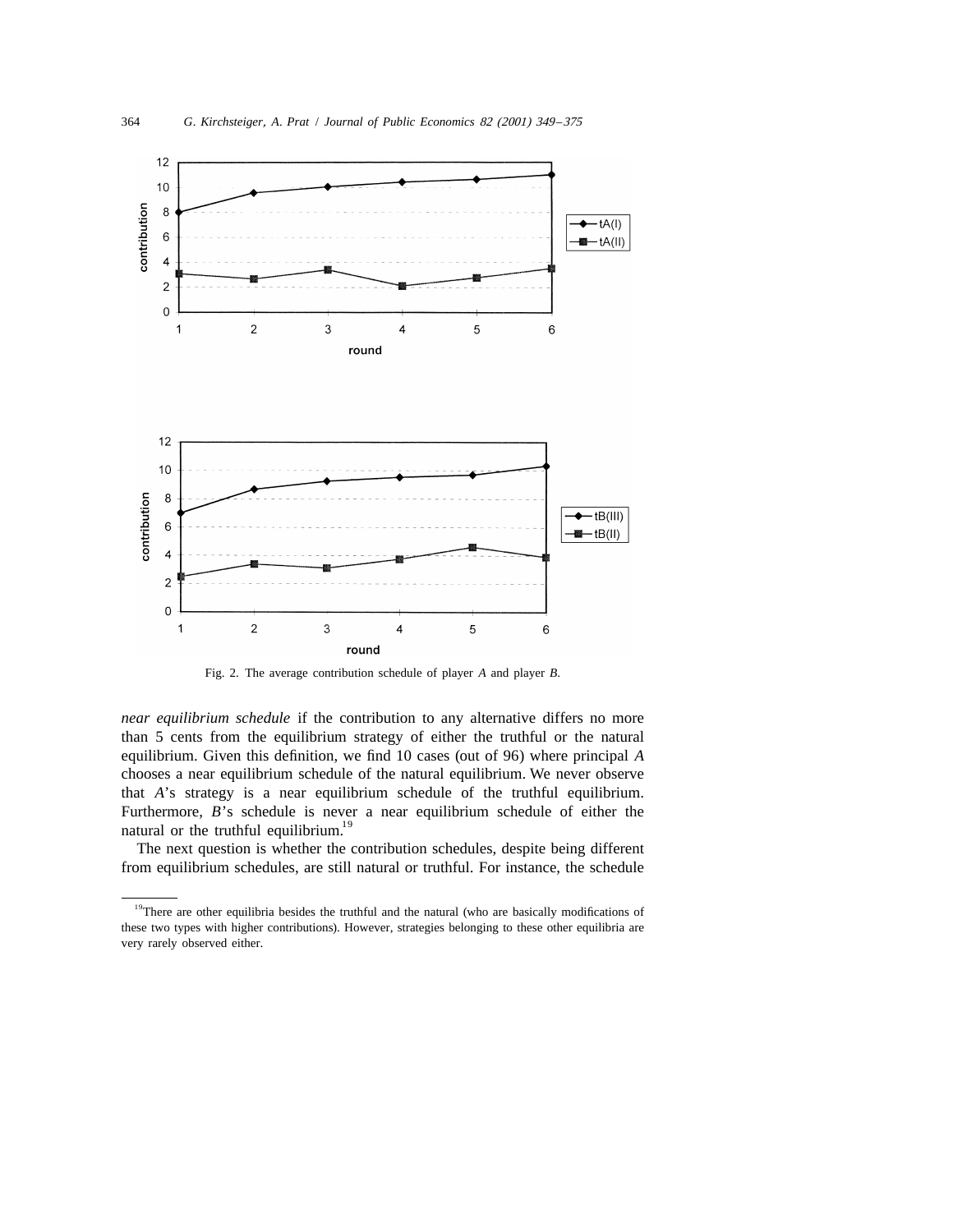Fig. 2. The average contribution schedule of player $A$ and player $B$.

*near equilibrium schedule* if the contribution to any alternative differs no more than 5 cents from the equilibrium strategy of either the truthful or the natural equilibrium. Given this definition, we find 10 cases (out of 96) where principal $A$ chooses a near equilibrium schedule of the natural equilibrium. We never observe that $A$'s strategy is a near equilibrium schedule of the truthful equilibrium. Furthermore, $B$'s schedule is never a near equilibrium schedule of either the natural or the truthful equilibrium.[19]

The next question is whether the contribution schedules, despite being different from equilibrium schedules, are still natural or truthful. For instance, the schedule

[19] There are other equilibria besides the truthful and the natural (who are basically modifications of these two types with higher contributions). However, strategies belonging to these other equilibria are very rarely observed either.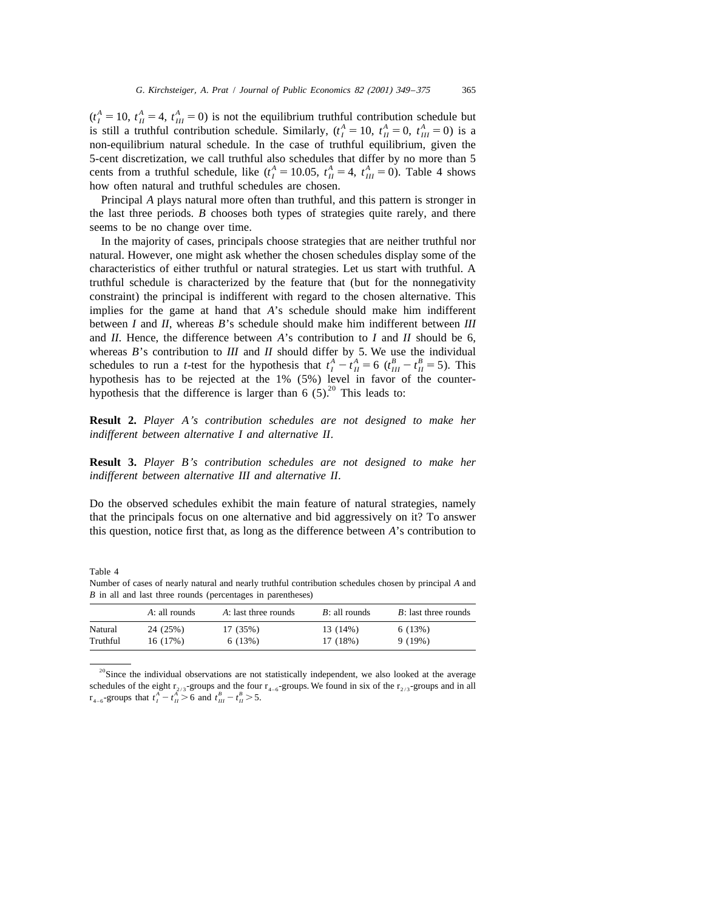($t_I^A = 10$, $t_{II}^A = 4$, $t_{III}^A = 0$) is not the equilibrium truthful contribution schedule but is still a truthful contribution schedule. Similarly, ($t_I^A = 10$, $t_{II}^A = 0$, $t_{III}^A = 0$) is a non-equilibrium natural schedule. In the case of truthful equilibrium, given the 5-cent discretization, we call truthful also schedules that differ by no more than 5 cents from a truthful schedule, like ($t_I^A = 10.05$, $t_{II}^A = 4$, $t_{III}^A = 0$). Table 4 shows how often natural and truthful schedules are chosen.

Principal *A* plays natural more often than truthful, and this pattern is stronger in the last three periods. *B* chooses both types of strategies quite rarely, and there seems to be no change over time.

In the majority of cases, principals choose strategies that are neither truthful nor natural. However, one might ask whether the chosen schedules display some of the characteristics of either truthful or natural strategies. Let us start with truthful. A truthful schedule is characterized by the feature that (but for the nonnegativity constraint) the principal is indifferent with regard to the chosen alternative. This implies for the game at hand that *A*'s schedule should make him indifferent between *I* and *II*, whereas *B*'s schedule should make him indifferent between *III* and *II*. Hence, the difference between *A*'s contribution to *I* and *II* should be 6, whereas *B*'s contribution to *III* and *II* should differ by 5. We use the individual schedules to run a *t*-test for the hypothesis that $t_I^A - t_{II}^A = 6$ ($t_{III}^B - t_{II}^B = 5$). This hypothesis has to be rejected at the 1% (5%) level in favor of the counter-hypothesis that the difference is larger than 6 (5).[20] This leads to:

**Result 2.** *Player A's contribution schedules are not designed to make her indifferent between alternative I and alternative II.*

**Result 3.** *Player B's contribution schedules are not designed to make her indifferent between alternative III and alternative II.*

Do the observed schedules exhibit the main feature of natural strategies, namely that the principals focus on one alternative and bid aggressively on it? To answer this question, notice first that, as long as the difference between *A*'s contribution to

Table 4
Number of cases of nearly natural and nearly truthful contribution schedules chosen by principal *A* and *B* in all and last three rounds (percentages in parentheses)

| | *A*: all rounds | *A*: last three rounds | *B*: all rounds | *B*: last three rounds |
|---|---|---|---|---|
| Natural | 24 (25%) | 17 (35%) | 13 (14%) | 6 (13%) |
| Truthful | 16 (17%) | 6 (13%) | 17 (18%) | 9 (19%) |

[20]Since the individual observations are not statistically independent, we also looked at the average schedules of the eight $r_{2/3}$-groups and the four $r_{4-6}$-groups. We found in six of the $r_{2/3}$-groups and in all $r_{4-6}$-groups that $t_I^A - t_{II}^A > 6$ and $t_{III}^B - t_{II}^B > 5$.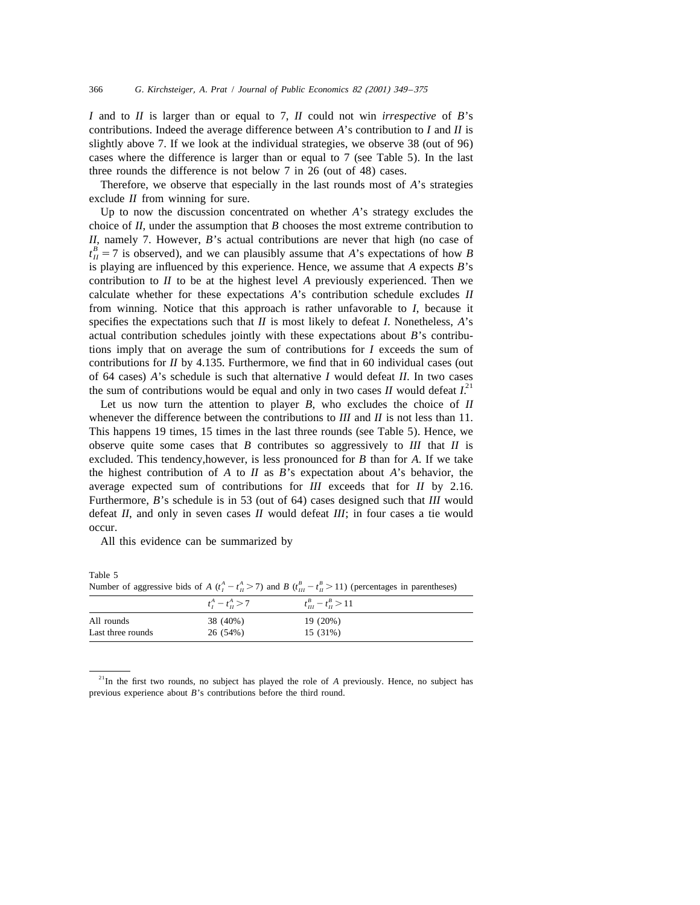*I* and to *II* is larger than or equal to 7, *II* could not win *irrespective* of *B*'s contributions. Indeed the average difference between *A*'s contribution to *I* and *II* is slightly above 7. If we look at the individual strategies, we observe 38 (out of 96) cases where the difference is larger than or equal to 7 (see Table 5). In the last three rounds the difference is not below 7 in 26 (out of 48) cases.

Therefore, we observe that especially in the last rounds most of *A*'s strategies exclude *II* from winning for sure.

Up to now the discussion concentrated on whether *A*'s strategy excludes the choice of *II*, under the assumption that *B* chooses the most extreme contribution to *II*, namely 7. However, *B*'s actual contributions are never that high (no case of $t_{II}^{B} = 7$ is observed), and we can plausibly assume that *A*'s expectations of how *B* is playing are influenced by this experience. Hence, we assume that *A* expects *B*'s contribution to *II* to be at the highest level *A* previously experienced. Then we calculate whether for these expectations *A*'s contribution schedule excludes *II* from winning. Notice that this approach is rather unfavorable to *I*, because it specifies the expectations such that *II* is most likely to defeat *I*. Nonetheless, *A*'s actual contribution schedules jointly with these expectations about *B*'s contributions imply that on average the sum of contributions for *I* exceeds the sum of contributions for *II* by 4.135. Furthermore, we find that in 60 individual cases (out of 64 cases) *A*'s schedule is such that alternative *I* would defeat *II*. In two cases the sum of contributions would be equal and only in two cases *II* would defeat *I*.[21]

Let us now turn the attention to player *B*, who excludes the choice of *II* whenever the difference between the contributions to *III* and *II* is not less than 11. This happens 19 times, 15 times in the last three rounds (see Table 5). Hence, we observe quite some cases that *B* contributes so aggressively to *III* that *II* is excluded. This tendency,however, is less pronounced for *B* than for *A*. If we take the highest contribution of *A* to *II* as *B*'s expectation about *A*'s behavior, the average expected sum of contributions for *III* exceeds that for *II* by 2.16. Furthermore, *B*'s schedule is in 53 (out of 64) cases designed such that *III* would defeat *II*, and only in seven cases *II* would defeat *III*; in four cases a tie would occur.

All this evidence can be summarized by

Table 5
Number of aggressive bids of *A* ($t_{I}^{A} - t_{II}^{A} > 7$) and *B* ($t_{III}^{B} - t_{II}^{B} > 11$) (percentages in parentheses)

| | $t_{I}^{A} - t_{II}^{A} > 7$ | $t_{III}^{B} - t_{II}^{B} > 11$ |
|---|---|---|
| All rounds | 38 (40%) | 19 (20%) |
| Last three rounds | 26 (54%) | 15 (31%) |

[21] In the first two rounds, no subject has played the role of *A* previously. Hence, no subject has previous experience about *B*'s contributions before the third round.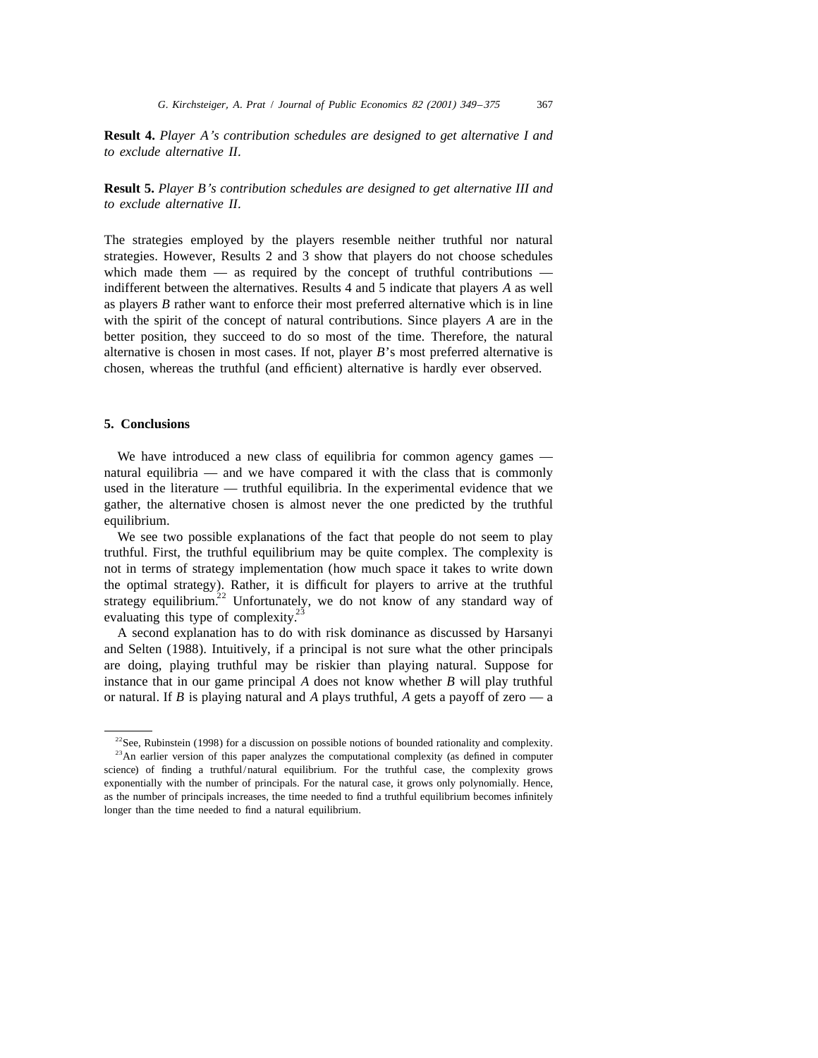**Result 4.** *Player A's contribution schedules are designed to get alternative I and to exclude alternative II.*

**Result 5.** *Player B's contribution schedules are designed to get alternative III and to exclude alternative II.*

The strategies employed by the players resemble neither truthful nor natural strategies. However, Results 2 and 3 show that players do not choose schedules which made them — as required by the concept of truthful contributions — indifferent between the alternatives. Results 4 and 5 indicate that players *A* as well as players *B* rather want to enforce their most preferred alternative which is in line with the spirit of the concept of natural contributions. Since players *A* are in the better position, they succeed to do so most of the time. Therefore, the natural alternative is chosen in most cases. If not, player *B*'s most preferred alternative is chosen, whereas the truthful (and efficient) alternative is hardly ever observed.

## 5. Conclusions

We have introduced a new class of equilibria for common agency games — natural equilibria — and we have compared it with the class that is commonly used in the literature — truthful equilibria. In the experimental evidence that we gather, the alternative chosen is almost never the one predicted by the truthful equilibrium.

We see two possible explanations of the fact that people do not seem to play truthful. First, the truthful equilibrium may be quite complex. The complexity is not in terms of strategy implementation (how much space it takes to write down the optimal strategy). Rather, it is difficult for players to arrive at the truthful strategy equilibrium.[22] Unfortunately, we do not know of any standard way of evaluating this type of complexity.[23]

A second explanation has to do with risk dominance as discussed by Harsanyi and Selten (1988). Intuitively, if a principal is not sure what the other principals are doing, playing truthful may be riskier than playing natural. Suppose for instance that in our game principal *A* does not know whether *B* will play truthful or natural. If *B* is playing natural and *A* plays truthful, *A* gets a payoff of zero — a

[22] See, Rubinstein (1998) for a discussion on possible notions of bounded rationality and complexity.

[23] An earlier version of this paper analyzes the computational complexity (as defined in computer science) of finding a truthful/natural equilibrium. For the truthful case, the complexity grows exponentially with the number of principals. For the natural case, it grows only polynomially. Hence, as the number of principals increases, the time needed to find a truthful equilibrium becomes infinitely longer than the time needed to find a natural equilibrium.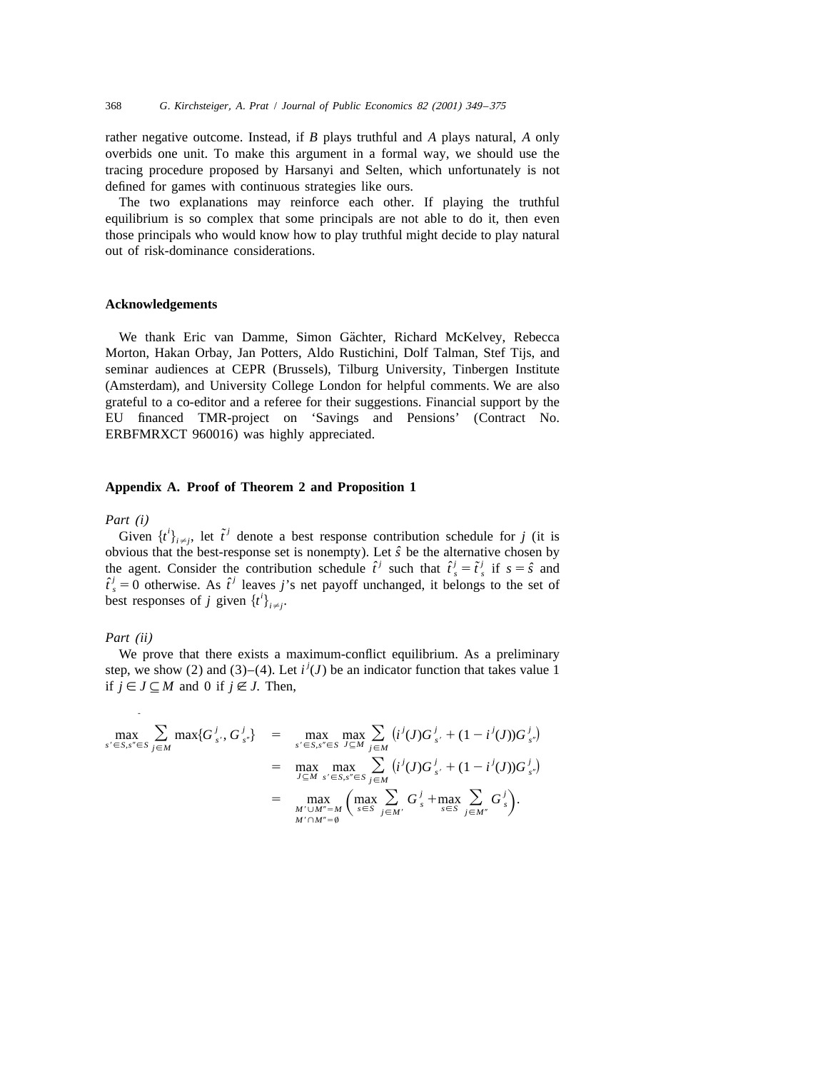rather negative outcome. Instead, if $B$ plays truthful and $A$ plays natural, $A$ only overbids one unit. To make this argument in a formal way, we should use the tracing procedure proposed by Harsanyi and Selten, which unfortunately is not defined for games with continuous strategies like ours.

The two explanations may reinforce each other. If playing the truthful equilibrium is so complex that some principals are not able to do it, then even those principals who would know how to play truthful might decide to play natural out of risk-dominance considerations.

## Acknowledgements

We thank Eric van Damme, Simon Gächter, Richard McKelvey, Rebecca Morton, Hakan Orbay, Jan Potters, Aldo Rustichini, Dolf Talman, Stef Tijs, and seminar audiences at CEPR (Brussels), Tilburg University, Tinbergen Institute (Amsterdam), and University College London for helpful comments. We are also grateful to a co-editor and a referee for their suggestions. Financial support by the EU financed TMR-project on 'Savings and Pensions' (Contract No. ERBFMRXCT 960016) was highly appreciated.

## Appendix A. Proof of Theorem 2 and Proposition 1

*Part (i)*

Given $\{t^i\}_{i\neq j}$, let $\tilde{t}^j$ denote a best response contribution schedule for $j$ (it is obvious that the best-response set is nonempty). Let $\hat{s}$ be the alternative chosen by the agent. Consider the contribution schedule $\hat{t}^j$ such that $\hat{t}^j_s = \tilde{t}^j_s$ if $s = \hat{s}$ and $\hat{t}^j_s = 0$ otherwise. As $\hat{t}^j$ leaves $j$'s net payoff unchanged, it belongs to the set of best responses of $j$ given $\{t^i\}_{i\neq j}$.

*Part (ii)*

We prove that there exists a maximum-conflict equilibrium. As a preliminary step, we show (2) and (3)–(4). Let $i^j(J)$ be an indicator function that takes value 1 if $j \in J \subseteq M$ and 0 if $j \not\in J$. Then,

$$\begin{aligned}
\max_{s'\in S, s''\in S} \sum_{j\in M} \max\{G^j_{s'}, G^j_{s''}\} &= \max_{s'\in S, s''\in S} \max_{J\subseteq M} \sum_{j\in M} \left(i^j(J)G^j_{s'} + (1-i^j(J))G^j_{s''}\right) \\
&= \max_{J\subseteq M} \max_{s'\in S, s''\in S} \sum_{j\in M} \left(i^j(J)G^j_{s'} + (1-i^j(J))G^j_{s''}\right) \\
&= \max_{\substack{M'\cup M''=M \\ M'\cap M''=\emptyset}} \left(\max_{s\in S} \sum_{j\in M'} G^j_s + \max_{s\in S} \sum_{j\in M''} G^j_s\right).
\end{aligned}$$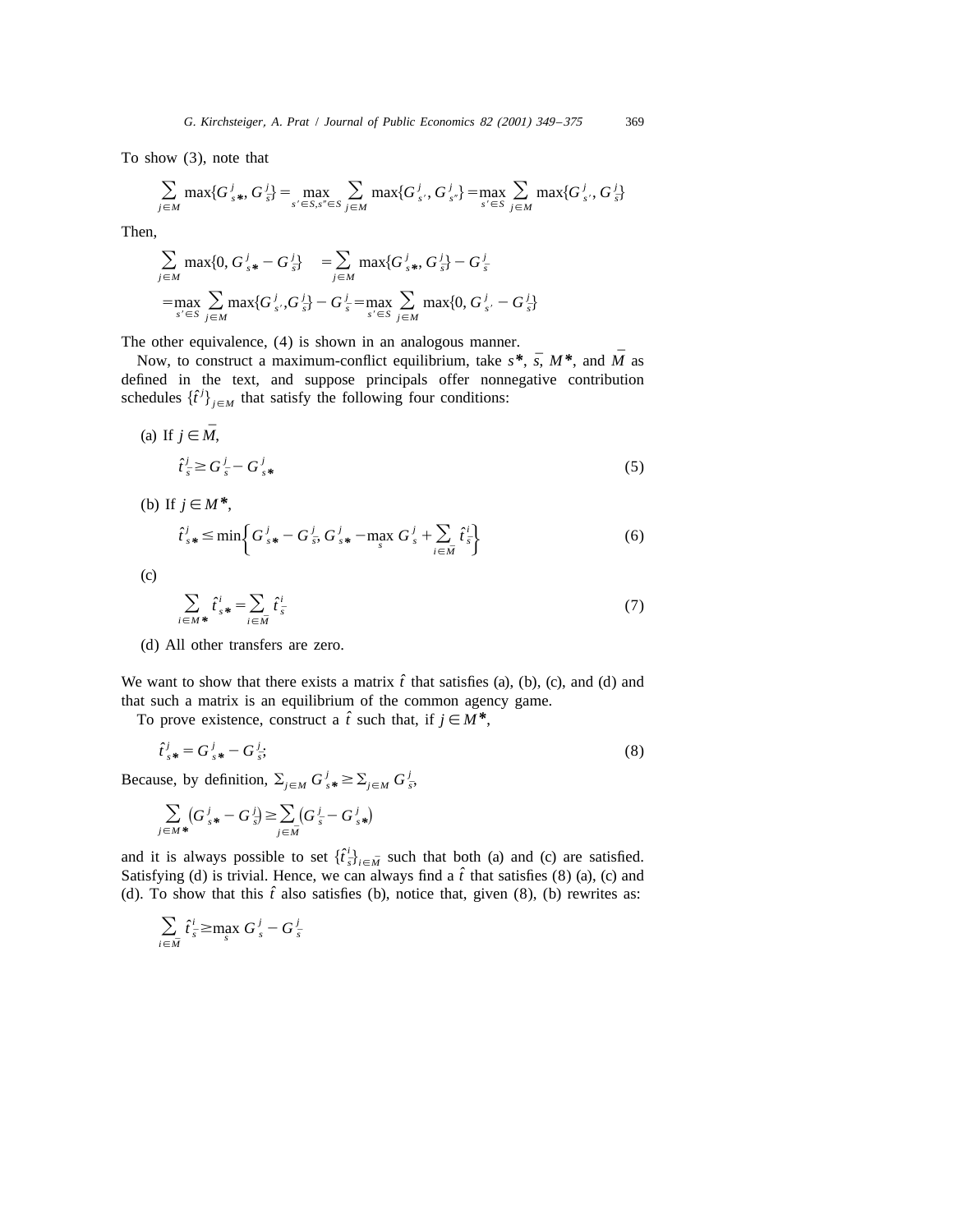To show (3), note that

$$\sum_{j \in M} \max\{G^j_{s*}, G^j_{\bar{s}}\} = \max_{s' \in S, s'' \in S} \sum_{j \in M} \max\{G^j_{s'}, G^j_{s''}\} = \max_{s' \in S} \sum_{j \in M} \max\{G^j_{s'}, G^j_{\bar{s}}\}$$

Then,

$$\begin{aligned}\sum_{j \in M} \max\{0, G^j_{s*} - G^j_{\bar{s}}\} &= \sum_{j \in M} \max\{G^j_{s*}, G^j_{\bar{s}}\} - G^j_{\bar{s}} \\ &= \max_{s' \in S} \sum_{j \in M} \max\{G^j_{s'}, G^j_{\bar{s}}\} - G^j_{\bar{s}} = \max_{s' \in S} \sum_{j \in M} \max\{0, G^j_{s'} - G^j_{\bar{s}}\}\end{aligned}$$

The other equivalence, (4) is shown in an analogous manner.

Now, to construct a maximum-conflict equilibrium, take $s^*$, $\bar{s}$, $M^*$, and $\bar{M}$ as defined in the text, and suppose principals offer nonnegative contribution schedules $\{\hat{t}^j\}_{j \in M}$ that satisfy the following four conditions:

(a) If $j \in \bar{M}$,

$$\hat{t}^j_{\bar{s}} \geq G^j_{\bar{s}} - G^j_{s*} \tag{5}$$

(b) If $j \in M^*$,

$$\hat{t}^j_{s*} \leq \min\left\{ G^j_{s*} - G^j_{\bar{s}}, G^j_{s*} - \max_s G^j_s + \sum_{i \in \bar{M}} \hat{t}^i_{\bar{s}} \right\} \tag{6}$$

(c)

$$\sum_{i \in M^*} \hat{t}^i_{s*} = \sum_{i \in \bar{M}} \hat{t}^i_{\bar{s}} \tag{7}$$

(d) All other transfers are zero.

We want to show that there exists a matrix $\hat{t}$ that satisfies (a), (b), (c), and (d) and that such a matrix is an equilibrium of the common agency game.

To prove existence, construct a $\hat{t}$ such that, if $j \in M^*$,

$$\hat{t}^j_{s*} = G^j_{s*} - G^j_{\bar{s}}; \tag{8}$$

Because, by definition, $\Sigma_{j \in M} G^j_{s*} \geq \Sigma_{j \in M} G^j_{\bar{s}}$,

$$\sum_{j \in M^*} (G^j_{s*} - G^j_{\bar{s}}) \geq \sum_{j \in \bar{M}} (G^j_{\bar{s}} - G^j_{s*})$$

and it is always possible to set $\{\hat{t}^i_{\bar{s}}\}_{i \in \bar{M}}$ such that both (a) and (c) are satisfied. Satisfying (d) is trivial. Hence, we can always find a $\hat{t}$ that satisfies (8) (a), (c) and (d). To show that this $\hat{t}$ also satisfies (b), notice that, given (8), (b) rewrites as:

$$\sum_{i \in \bar{M}} \hat{t}^i_{\bar{s}} \geq \max_s G^j_s - G^j_{\bar{s}}$$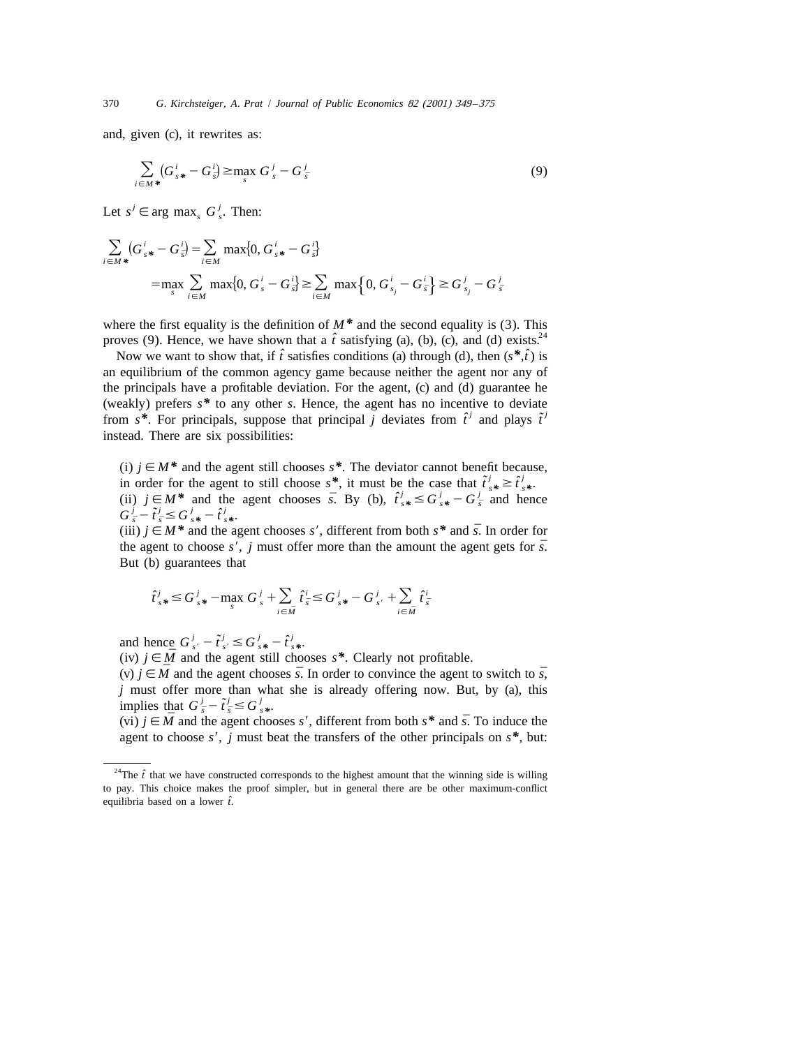and, given (c), it rewrites as:

$$\sum_{i \in M^*} \left(G^i_{s^*} - G^i_{\bar{s}}\right) \geq \max_s G^j_s - G^j_{\bar{s}} \tag{9}$$

Let $s^j \in \arg\max_s G^j_s$. Then:

$$\sum_{i \in M^*} \left(G^i_{s^*} - G^i_{\bar{s}}\right) = \sum_{i \in M} \max\left\{0, G^i_{s^*} - G^i_{\bar{s}}\right\}$$
$$= \max_s \sum_{i \in M} \max\left\{0, G^i_s - G^i_{\bar{s}}\right\} \geq \sum_{i \in M} \max\left\{0, G^i_{s_j} - G^i_{\bar{s}}\right\} \geq G^j_{s_j} - G^j_{\bar{s}}$$

where the first equality is the definition of $M^*$ and the second equality is (3). This proves (9). Hence, we have shown that a $\hat{t}$ satisfying (a), (b), (c), and (d) exists.[24]

Now we want to show that, if $\hat{t}$ satisfies conditions (a) through (d), then $(s^*, \hat{t})$ is an equilibrium of the common agency game because neither the agent nor any of the principals have a profitable deviation. For the agent, (c) and (d) guarantee he (weakly) prefers $s^*$ to any other $s$. Hence, the agent has no incentive to deviate from $s^*$. For principals, suppose that principal $j$ deviates from $\hat{t}^j$ and plays $\tilde{t}^j$ instead. There are six possibilities:

(i) $j \in M^*$ and the agent still chooses $s^*$. The deviator cannot benefit because, in order for the agent to still choose $s^*$, it must be the case that $\tilde{t}^j_{s^*} \geq \hat{t}^j_{s^*}$.
(ii) $j \in M^*$ and the agent chooses $\bar{s}$. By (b), $\hat{t}^j_{s^*} \leq G^j_{s^*} - G^j_{\bar{s}}$ and hence $G^j_{\bar{s}} - \tilde{t}^j_{\bar{s}} \leq G^j_{s^*} - \hat{t}^j_{s^*}$.
(iii) $j \in M^*$ and the agent chooses $s'$, different from both $s^*$ and $\bar{s}$. In order for the agent to choose $s'$, $j$ must offer more than the amount the agent gets for $\bar{s}$. But (b) guarantees that

$$\hat{t}^j_{s^*} \leq G^j_{s^*} - \max_s G^j_s + \sum_{i \in \bar{M}} \hat{t}^i_{\bar{s}} \leq G^j_{s^*} - G^j_{s'} + \sum_{i \in \bar{M}} \hat{t}^i_{\bar{s}}$$

and hence $G^j_{s'} - \tilde{t}^j_{s'} \leq G^j_{s^*} - \hat{t}^j_{s^*}$.
(iv) $j \in \bar{M}$ and the agent still chooses $s^*$. Clearly not profitable.
(v) $j \in \bar{M}$ and the agent chooses $\bar{s}$. In order to convince the agent to switch to $\bar{s}$, $j$ must offer more than what she is already offering now. But, by (a), this implies that $G^j_{\bar{s}} - \tilde{t}^j_{\bar{s}} \leq G^j_{s^*}$.
(vi) $j \in \bar{M}$ and the agent chooses $s'$, different from both $s^*$ and $\bar{s}$. To induce the agent to choose $s'$, $j$ must beat the transfers of the other principals on $s^*$, but:

[24] The $\hat{t}$ that we have constructed corresponds to the highest amount that the winning side is willing to pay. This choice makes the proof simpler, but in general there are be other maximum-conflict equilibria based on a lower $\hat{t}$.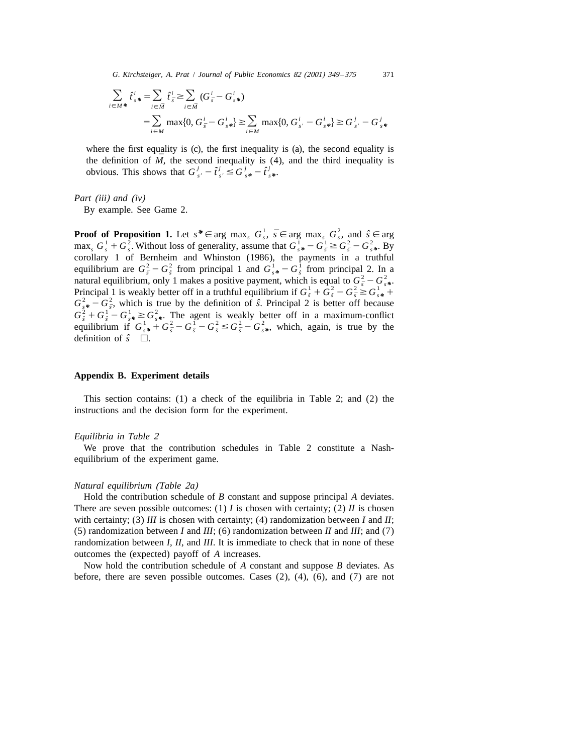$$\sum_{i \in M^*} \hat{t}^i_{s*} = \sum_{i \in \bar{M}} \hat{t}^i_{\bar{s}} \geq \sum_{i \in \bar{M}} (G^i_{\bar{s}} - G^i_{s*})$$

$$= \sum_{i \in M} \max\{0, G^i_{\bar{s}} - G^i_{s*}\} \geq \sum_{i \in M} \max\{0, G^i_{s'} - G^i_{s*}\} \geq G^j_{s'} - G^j_{s*}$$

where the first equality is (c), the first inequality is (a), the second equality is the definition of $\bar{M}$, the second inequality is (4), and the third inequality is obvious. This shows that $G^j_{s'} - \tilde{t}^j_{s'} \leq G^j_{s*} - \hat{t}^j_{s*}$.

*Part (iii) and (iv)*

By example. See Game 2.

**Proof of Proposition 1.** Let $s^* \in \arg\max_s G^1_s$, $\bar{s} \in \arg\max_s G^2_s$, and $\hat{s} \in \arg\max_s G^1_s + G^2_s$. Without loss of generality, assume that $G^1_{s*} - G^1_{\bar{s}} \geq G^2_{\bar{s}} - G^2_{s*}$. By corollary 1 of Bernheim and Whinston (1986), the payments in a truthful equilibrium are $G^2_{\bar{s}} - G^2_{\hat{s}}$ from principal 1 and $G^1_{s*} - G^1_{\hat{s}}$ from principal 2. In a natural equilibrium, only 1 makes a positive payment, which is equal to $G^2_{\bar{s}} - G^2_{s*}$. Principal 1 is weakly better off in a truthful equilibrium if $G^1_{\hat{s}} + G^2_{\hat{s}} - G^2_{\bar{s}} \geq G^1_{s*} + G^2_{s*} - G^2_{\bar{s}}$, which is true by the definition of $\hat{s}$. Principal 2 is better off because $G^2_{\hat{s}} + G^1_{\hat{s}} - G^1_{s*} \geq G^2_{s*}$. The agent is weakly better off in a maximum-conflict equilibrium if $G^1_{s*} + G^2_{\bar{s}} - G^1_{\hat{s}} - G^2_{\hat{s}} \leq G^2_{\bar{s}} - G^2_{s*}$, which, again, is true by the definition of $\hat{s}$ $\square$.

## Appendix B. Experiment details

This section contains: (1) a check of the equilibria in Table 2; and (2) the instructions and the decision form for the experiment.

*Equilibria in Table 2*

We prove that the contribution schedules in Table 2 constitute a Nash-equilibrium of the experiment game.

*Natural equilibrium (Table 2a)*

Hold the contribution schedule of *B* constant and suppose principal *A* deviates. There are seven possible outcomes: (1) *I* is chosen with certainty; (2) *II* is chosen with certainty; (3) *III* is chosen with certainty; (4) randomization between *I* and *II*; (5) randomization between *I* and *III*; (6) randomization between *II* and *III*; and (7) randomization between *I*, *II*, and *III*. It is immediate to check that in none of these outcomes the (expected) payoff of *A* increases.

Now hold the contribution schedule of *A* constant and suppose *B* deviates. As before, there are seven possible outcomes. Cases (2), (4), (6), and (7) are not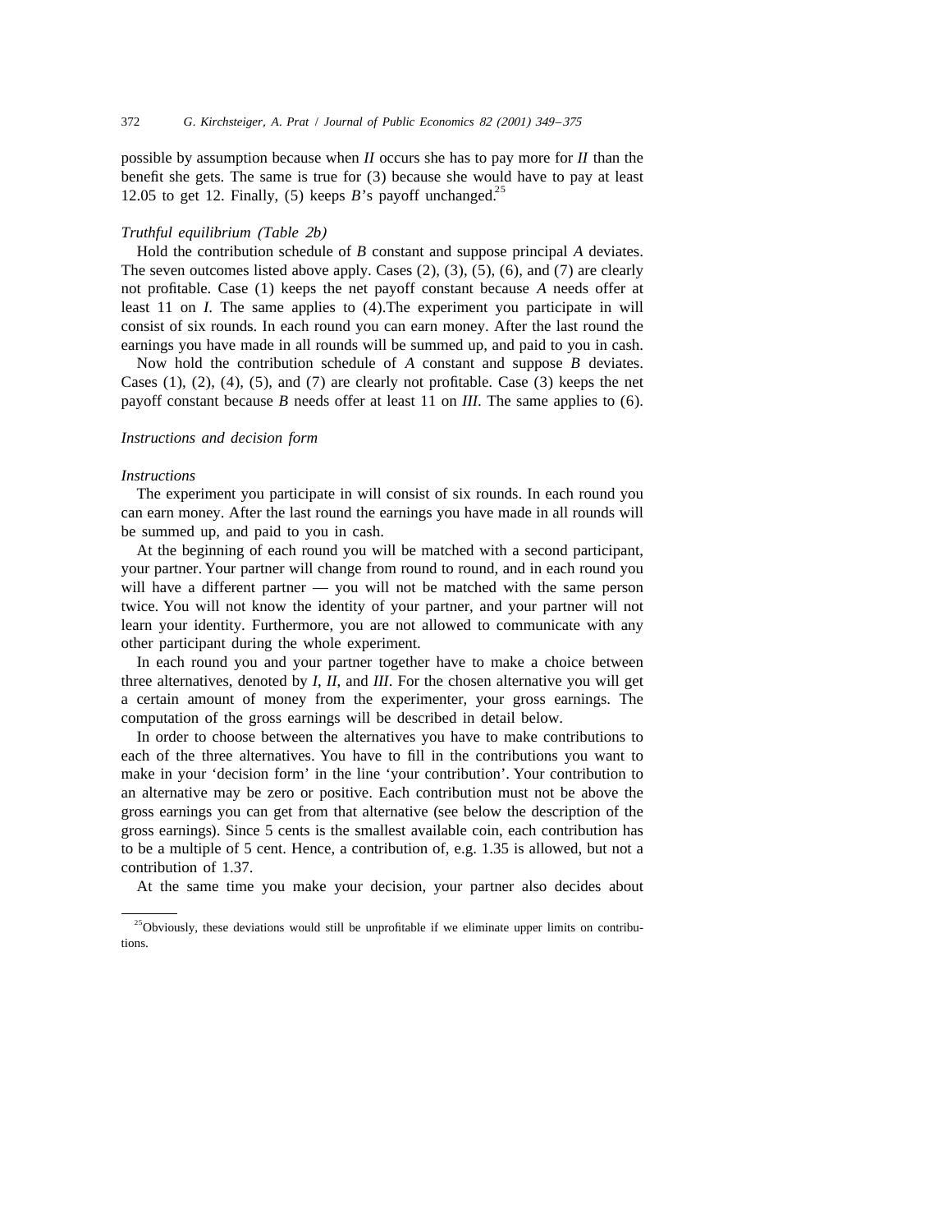possible by assumption because when *II* occurs she has to pay more for *II* than the benefit she gets. The same is true for (3) because she would have to pay at least 12.05 to get 12. Finally, (5) keeps *B*'s payoff unchanged.[25]

*Truthful equilibrium (Table 2b)*

Hold the contribution schedule of *B* constant and suppose principal *A* deviates. The seven outcomes listed above apply. Cases (2), (3), (5), (6), and (7) are clearly not profitable. Case (1) keeps the net payoff constant because *A* needs offer at least 11 on *I*. The same applies to (4).The experiment you participate in will consist of six rounds. In each round you can earn money. After the last round the earnings you have made in all rounds will be summed up, and paid to you in cash.

Now hold the contribution schedule of *A* constant and suppose *B* deviates. Cases (1), (2), (4), (5), and (7) are clearly not profitable. Case (3) keeps the net payoff constant because *B* needs offer at least 11 on *III*. The same applies to (6).

*Instructions and decision form*

*Instructions*

The experiment you participate in will consist of six rounds. In each round you can earn money. After the last round the earnings you have made in all rounds will be summed up, and paid to you in cash.

At the beginning of each round you will be matched with a second participant, your partner. Your partner will change from round to round, and in each round you will have a different partner — you will not be matched with the same person twice. You will not know the identity of your partner, and your partner will not learn your identity. Furthermore, you are not allowed to communicate with any other participant during the whole experiment.

In each round you and your partner together have to make a choice between three alternatives, denoted by *I*, *II*, and *III*. For the chosen alternative you will get a certain amount of money from the experimenter, your gross earnings. The computation of the gross earnings will be described in detail below.

In order to choose between the alternatives you have to make contributions to each of the three alternatives. You have to fill in the contributions you want to make in your 'decision form' in the line 'your contribution'. Your contribution to an alternative may be zero or positive. Each contribution must not be above the gross earnings you can get from that alternative (see below the description of the gross earnings). Since 5 cents is the smallest available coin, each contribution has to be a multiple of 5 cent. Hence, a contribution of, e.g. 1.35 is allowed, but not a contribution of 1.37.

At the same time you make your decision, your partner also decides about

[25]Obviously, these deviations would still be unprofitable if we eliminate upper limits on contributions.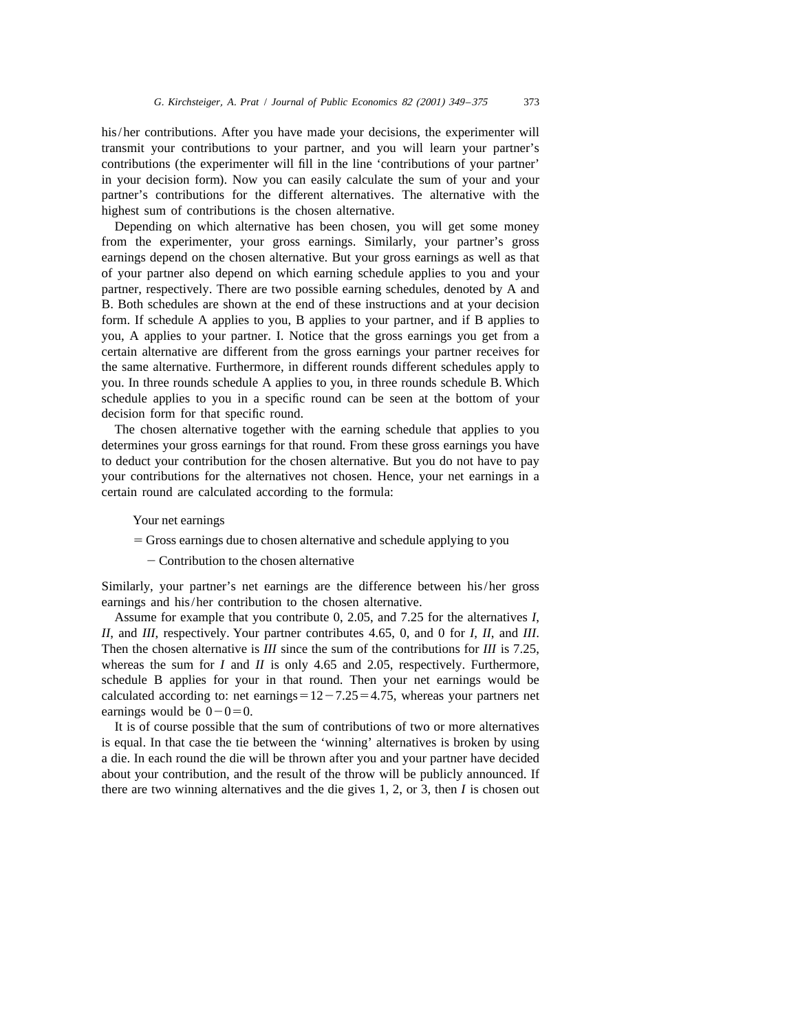his/her contributions. After you have made your decisions, the experimenter will transmit your contributions to your partner, and you will learn your partner's contributions (the experimenter will fill in the line 'contributions of your partner' in your decision form). Now you can easily calculate the sum of your and your partner's contributions for the different alternatives. The alternative with the highest sum of contributions is the chosen alternative.

Depending on which alternative has been chosen, you will get some money from the experimenter, your gross earnings. Similarly, your partner's gross earnings depend on the chosen alternative. But your gross earnings as well as that of your partner also depend on which earning schedule applies to you and your partner, respectively. There are two possible earning schedules, denoted by A and B. Both schedules are shown at the end of these instructions and at your decision form. If schedule A applies to you, B applies to your partner, and if B applies to you, A applies to your partner. I. Notice that the gross earnings you get from a certain alternative are different from the gross earnings your partner receives for the same alternative. Furthermore, in different rounds different schedules apply to you. In three rounds schedule A applies to you, in three rounds schedule B. Which schedule applies to you in a specific round can be seen at the bottom of your decision form for that specific round.

The chosen alternative together with the earning schedule that applies to you determines your gross earnings for that round. From these gross earnings you have to deduct your contribution for the chosen alternative. But you do not have to pay your contributions for the alternatives not chosen. Hence, your net earnings in a certain round are calculated according to the formula:

Your net earnings

= Gross earnings due to chosen alternative and schedule applying to you

− Contribution to the chosen alternative

Similarly, your partner's net earnings are the difference between his/her gross earnings and his/her contribution to the chosen alternative.

Assume for example that you contribute 0, 2.05, and 7.25 for the alternatives *I*, *II*, and *III*, respectively. Your partner contributes 4.65, 0, and 0 for *I*, *II*, and *III*. Then the chosen alternative is *III* since the sum of the contributions for *III* is 7.25, whereas the sum for *I* and *II* is only 4.65 and 2.05, respectively. Furthermore, schedule B applies for your in that round. Then your net earnings would be calculated according to: net earnings $= 12 - 7.25 = 4.75$, whereas your partners net earnings would be $0 - 0 = 0$.

It is of course possible that the sum of contributions of two or more alternatives is equal. In that case the tie between the 'winning' alternatives is broken by using a die. In each round the die will be thrown after you and your partner have decided about your contribution, and the result of the throw will be publicly announced. If there are two winning alternatives and the die gives 1, 2, or 3, then *I* is chosen out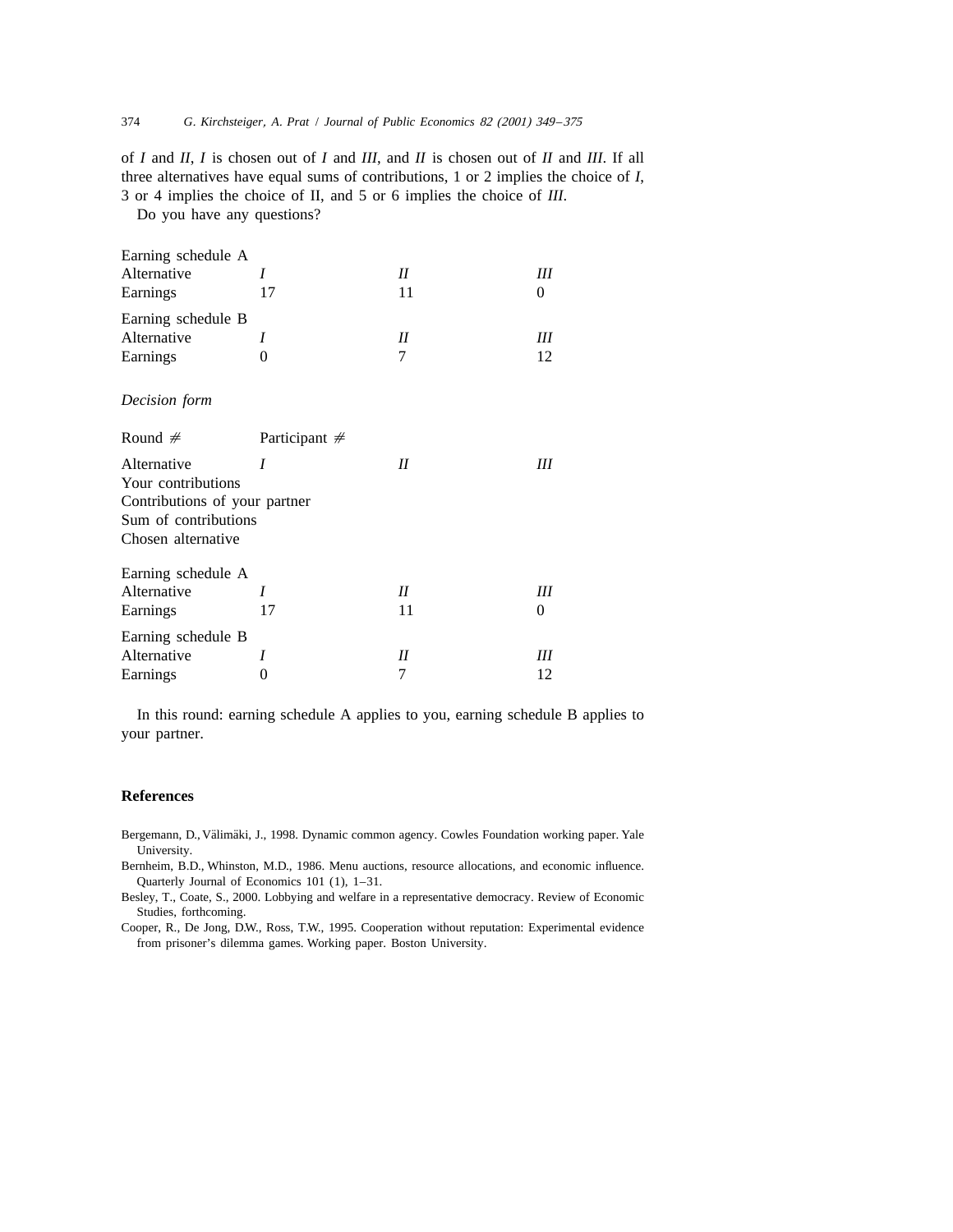of *I* and *II*, *I* is chosen out of *I* and *III*, and *II* is chosen out of *II* and *III*. If all three alternatives have equal sums of contributions, 1 or 2 implies the choice of *I*, 3 or 4 implies the choice of II, and 5 or 6 implies the choice of *III*.

Do you have any questions?

Earning schedule A

| Alternative | *I* | *II* | *III* |
|---|---|---|---|
| Earnings | 17 | 11 | 0 |

Earning schedule B

| Alternative | *I* | *II* | *III* |
|---|---|---|---|
| Earnings | 0 | 7 | 12 |

*Decision form*

Round ≠ Participant ≠

| Alternative | *I* | *II* | *III* |
|---|---|---|---|
| Your contributions | | | |
| Contributions of your partner | | | |
| Sum of contributions | | | |
| Chosen alternative | | | |

Earning schedule A

| Alternative | *I* | *II* | *III* |
|---|---|---|---|
| Earnings | 17 | 11 | 0 |

Earning schedule B

| Alternative | *I* | *II* | *III* |
|---|---|---|---|
| Earnings | 0 | 7 | 12 |

In this round: earning schedule A applies to you, earning schedule B applies to your partner.

## References

Bergemann, D., Välimäki, J., 1998. Dynamic common agency. Cowles Foundation working paper. Yale University.

Bernheim, B.D., Whinston, M.D., 1986. Menu auctions, resource allocations, and economic influence. Quarterly Journal of Economics 101 (1), 1–31.

Besley, T., Coate, S., 2000. Lobbying and welfare in a representative democracy. Review of Economic Studies, forthcoming.

Cooper, R., De Jong, D.W., Ross, T.W., 1995. Cooperation without reputation: Experimental evidence from prisoner's dilemma games. Working paper. Boston University.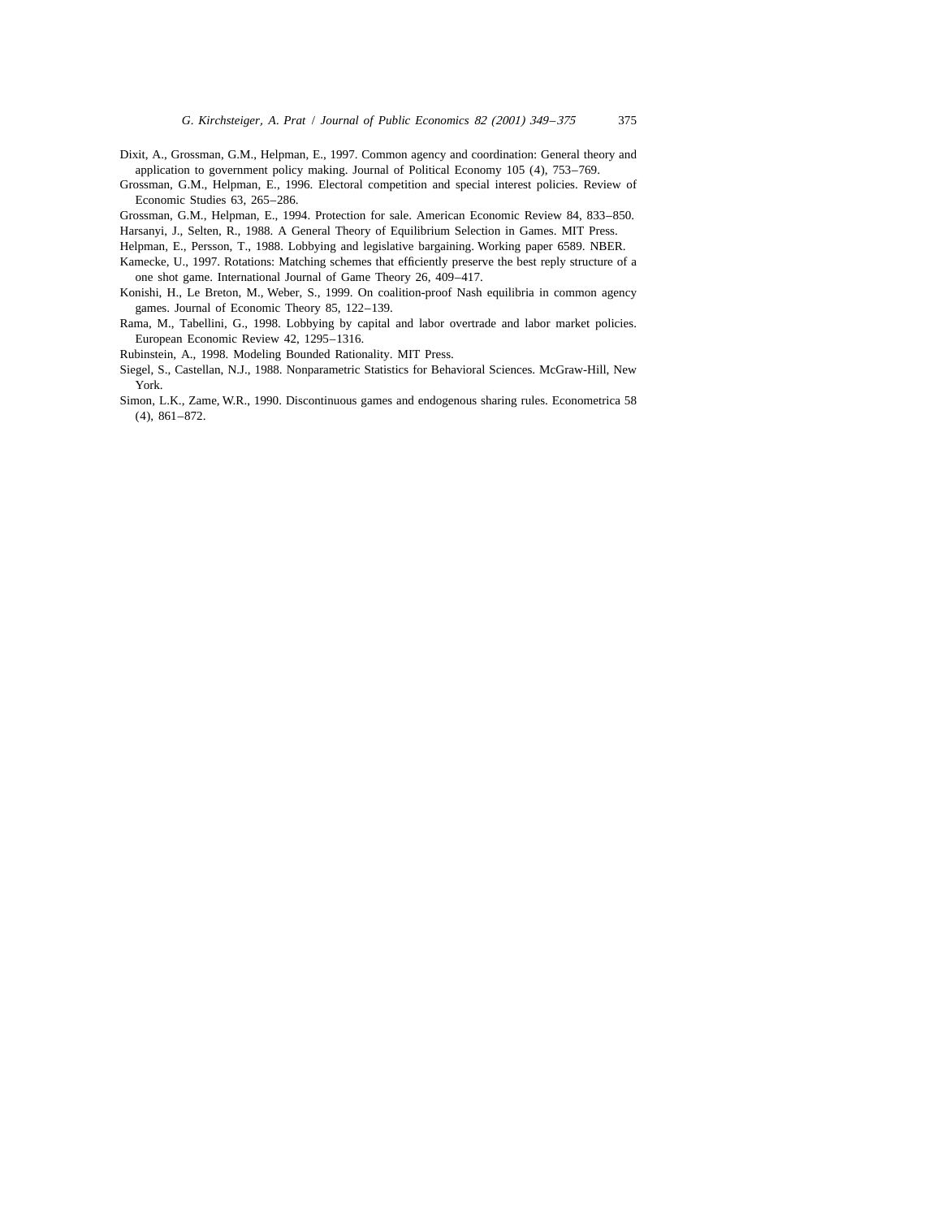Dixit, A., Grossman, G.M., Helpman, E., 1997. Common agency and coordination: General theory and application to government policy making. Journal of Political Economy 105 (4), 753–769.

Grossman, G.M., Helpman, E., 1996. Electoral competition and special interest policies. Review of Economic Studies 63, 265–286.

Grossman, G.M., Helpman, E., 1994. Protection for sale. American Economic Review 84, 833–850.

Harsanyi, J., Selten, R., 1988. A General Theory of Equilibrium Selection in Games. MIT Press.

Helpman, E., Persson, T., 1988. Lobbying and legislative bargaining. Working paper 6589. NBER.

Kamecke, U., 1997. Rotations: Matching schemes that efficiently preserve the best reply structure of a one shot game. International Journal of Game Theory 26, 409–417.

Konishi, H., Le Breton, M., Weber, S., 1999. On coalition-proof Nash equilibria in common agency games. Journal of Economic Theory 85, 122–139.

Rama, M., Tabellini, G., 1998. Lobbying by capital and labor overtrade and labor market policies. European Economic Review 42, 1295–1316.

Rubinstein, A., 1998. Modeling Bounded Rationality. MIT Press.

Siegel, S., Castellan, N.J., 1988. Nonparametric Statistics for Behavioral Sciences. McGraw-Hill, New York.

Simon, L.K., Zame, W.R., 1990. Discontinuous games and endogenous sharing rules. Econometrica 58 (4), 861–872.